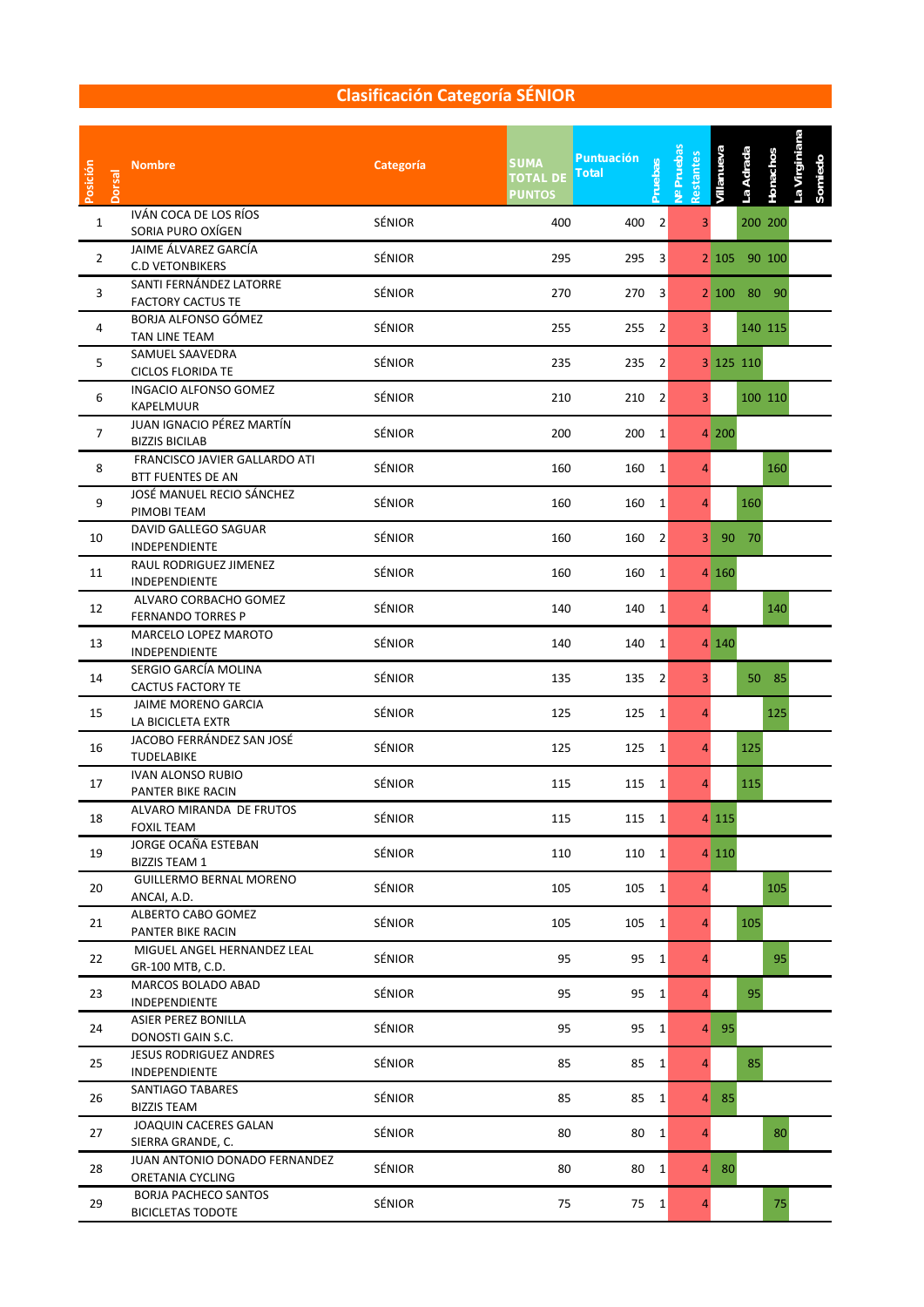# Clasificación Categoría SÉNIOR

| Posición | Dorsal | Nombre | Categoría | SUMA TOTAL DE PUNTOS | Puntuación Total | Pruebas | Nº Pruebas Restantes | Villanueva | La Adrada | Honachos | La Virginiana | Somiedo |
|---|---|---|---|---|---|---|---|---|---|---|---|---|
| 1 | | IVÁN COCA DE LOS RÍOS<br>SORIA PURO OXÍGEN | SÉNIOR | 400 | 400 | 2 | 3 | | 200 | 200 | | |
| 2 | | JAIME ÁLVAREZ GARCÍA<br>C.D VETONBIKERS | SÉNIOR | 295 | 295 | 3 | 2 | 105 | 90 | 100 | | |
| 3 | | SANTI FERNÁNDEZ LATORRE<br>FACTORY CACTUS TE | SÉNIOR | 270 | 270 | 3 | 2 | 100 | 80 | 90 | | |
| 4 | | BORJA ALFONSO GÓMEZ<br>TAN LINE TEAM | SÉNIOR | 255 | 255 | 2 | 3 | | 140 | 115 | | |
| 5 | | SAMUEL SAAVEDRA<br>CICLOS FLORIDA TE | SÉNIOR | 235 | 235 | 2 | 3 | 125 | 110 | | | |
| 6 | | INGACIO ALFONSO GOMEZ<br>KAPELMUUR | SÉNIOR | 210 | 210 | 2 | 3 | | 100 | 110 | | |
| 7 | | JUAN IGNACIO PÉREZ MARTÍN<br>BIZZIS BICILAB | SÉNIOR | 200 | 200 | 1 | 4 | 200 | | | | |
| 8 | | FRANCISCO JAVIER GALLARDO ATI<br>BTT FUENTES DE AN | SÉNIOR | 160 | 160 | 1 | 4 | | | 160 | | |
| 9 | | JOSÉ MANUEL RECIO SÁNCHEZ<br>PIMOBI TEAM | SÉNIOR | 160 | 160 | 1 | 4 | | 160 | | | |
| 10 | | DAVID GALLEGO SAGUAR<br>INDEPENDIENTE | SÉNIOR | 160 | 160 | 2 | 3 | 90 | 70 | | | |
| 11 | | RAUL RODRIGUEZ JIMENEZ<br>INDEPENDIENTE | SÉNIOR | 160 | 160 | 1 | 4 | 160 | | | | |
| 12 | | ALVARO CORBACHO GOMEZ<br>FERNANDO TORRES P | SÉNIOR | 140 | 140 | 1 | 4 | | | 140 | | |
| 13 | | MARCELO LOPEZ MAROTO<br>INDEPENDIENTE | SÉNIOR | 140 | 140 | 1 | 4 | 140 | | | | |
| 14 | | SERGIO GARCÍA MOLINA<br>CACTUS FACTORY TE | SÉNIOR | 135 | 135 | 2 | 3 | | 50 | 85 | | |
| 15 | | JAIME MORENO GARCIA<br>LA BICICLETA EXTR | SÉNIOR | 125 | 125 | 1 | 4 | | | 125 | | |
| 16 | | JACOBO FERRÁNDEZ SAN JOSÉ<br>TUDELABIKE | SÉNIOR | 125 | 125 | 1 | 4 | | 125 | | | |
| 17 | | IVAN ALONSO RUBIO<br>PANTER BIKE RACIN | SÉNIOR | 115 | 115 | 1 | 4 | | 115 | | | |
| 18 | | ALVARO MIRANDA DE FRUTOS<br>FOXIL TEAM | SÉNIOR | 115 | 115 | 1 | 4 | 115 | | | | |
| 19 | | JORGE OCAÑA ESTEBAN<br>BIZZIS TEAM 1 | SÉNIOR | 110 | 110 | 1 | 4 | 110 | | | | |
| 20 | | GUILLERMO BERNAL MORENO<br>ANCAI, A.D. | SÉNIOR | 105 | 105 | 1 | 4 | | | 105 | | |
| 21 | | ALBERTO CABO GOMEZ<br>PANTER BIKE RACIN | SÉNIOR | 105 | 105 | 1 | 4 | | 105 | | | |
| 22 | | MIGUEL ANGEL HERNANDEZ LEAL<br>GR-100 MTB, C.D. | SÉNIOR | 95 | 95 | 1 | 4 | | | 95 | | |
| 23 | | MARCOS BOLADO ABAD<br>INDEPENDIENTE | SÉNIOR | 95 | 95 | 1 | 4 | | 95 | | | |
| 24 | | ASIER PEREZ BONILLA<br>DONOSTI GAIN S.C. | SÉNIOR | 95 | 95 | 1 | 4 | 95 | | | | |
| 25 | | JESUS RODRIGUEZ ANDRES<br>INDEPENDIENTE | SÉNIOR | 85 | 85 | 1 | 4 | | 85 | | | |
| 26 | | SANTIAGO TABARES<br>BIZZIS TEAM | SÉNIOR | 85 | 85 | 1 | 4 | 85 | | | | |
| 27 | | JOAQUIN CACERES GALAN<br>SIERRA GRANDE, C. | SÉNIOR | 80 | 80 | 1 | 4 | | | 80 | | |
| 28 | | JUAN ANTONIO DONADO FERNANDEZ<br>ORETANIA CYCLING | SÉNIOR | 80 | 80 | 1 | 4 | 80 | | | | |
| 29 | | BORJA PACHECO SANTOS<br>BICICLETAS TODOTE | SÉNIOR | 75 | 75 | 1 | 4 | | | 75 | | |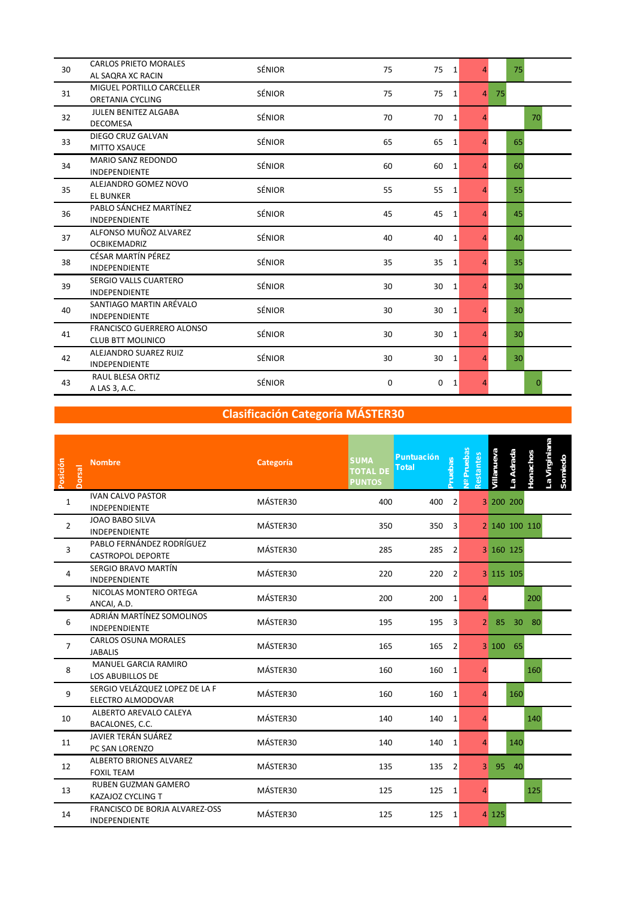| Posición | Dorsal | Nombre | Categoría | SUMA TOTAL DE PUNTOS | Puntuación Total | Pruebas | Nº Pruebas Restantes | Villanueva | La Adrada | Honachos | La Virginiana | Somiedo |
|---|---|---|---|---|---|---|---|---|---|---|---|---|
| 30 | | CARLOS PRIETO MORALES<br>AL SAQRA XC RACIN | SÉNIOR | 75 | 75 | 1 | 4 | | 75 | | | |
| 31 | | MIGUEL PORTILLO CARCELLER<br>ORETANIA CYCLING | SÉNIOR | 75 | 75 | 1 | 4 | 75 | | | | |
| 32 | | JULEN BENITEZ ALGABA<br>DECOMESA | SÉNIOR | 70 | 70 | 1 | 4 | | | 70 | | |
| 33 | | DIEGO CRUZ GALVAN<br>MITTO XSAUCE | SÉNIOR | 65 | 65 | 1 | 4 | | 65 | | | |
| 34 | | MARIO SANZ REDONDO<br>INDEPENDIENTE | SÉNIOR | 60 | 60 | 1 | 4 | | 60 | | | |
| 35 | | ALEJANDRO GOMEZ NOVO<br>EL BUNKER | SÉNIOR | 55 | 55 | 1 | 4 | | 55 | | | |
| 36 | | PABLO SÁNCHEZ MARTÍNEZ<br>INDEPENDIENTE | SÉNIOR | 45 | 45 | 1 | 4 | | 45 | | | |
| 37 | | ALFONSO MUÑOZ ALVAREZ<br>OCBIKEMADRIZ | SÉNIOR | 40 | 40 | 1 | 4 | | 40 | | | |
| 38 | | CÉSAR MARTÍN PÉREZ<br>INDEPENDIENTE | SÉNIOR | 35 | 35 | 1 | 4 | | 35 | | | |
| 39 | | SERGIO VALLS CUARTERO<br>INDEPENDIENTE | SÉNIOR | 30 | 30 | 1 | 4 | | 30 | | | |
| 40 | | SANTIAGO MARTIN ARÉVALO<br>INDEPENDIENTE | SÉNIOR | 30 | 30 | 1 | 4 | | 30 | | | |
| 41 | | FRANCISCO GUERRERO ALONSO<br>CLUB BTT MOLINICO | SÉNIOR | 30 | 30 | 1 | 4 | | 30 | | | |
| 42 | | ALEJANDRO SUAREZ RUIZ<br>INDEPENDIENTE | SÉNIOR | 30 | 30 | 1 | 4 | | 30 | | | |
| 43 | | RAUL BLESA ORTIZ<br>A LAS 3, A.C. | SÉNIOR | 0 | 0 | 1 | 4 | | | 0 | | |

## Clasificación Categoría MÁSTER30

| Posición | Dorsal | Nombre | Categoría | SUMA TOTAL DE PUNTOS | Puntuación Total | Pruebas | Nº Pruebas Restantes | Villanueva | La Adrada | Honachos | La Virginiana | Somiedo |
|---|---|---|---|---|---|---|---|---|---|---|---|---|
| 1 | | IVAN CALVO PASTOR<br>INDEPENDIENTE | MÁSTER30 | 400 | 400 | 2 | 3 | 200 | 200 | | | |
| 2 | | JOAO BABO SILVA<br>INDEPENDIENTE | MÁSTER30 | 350 | 350 | 3 | 2 | 140 | 100 | 110 | | |
| 3 | | PABLO FERNÁNDEZ RODRÍGUEZ<br>CASTROPOL DEPORTE | MÁSTER30 | 285 | 285 | 2 | 3 | 160 | 125 | | | |
| 4 | | SERGIO BRAVO MARTÍN<br>INDEPENDIENTE | MÁSTER30 | 220 | 220 | 2 | 3 | 115 | 105 | | | |
| 5 | | NICOLAS MONTERO ORTEGA<br>ANCAI, A.D. | MÁSTER30 | 200 | 200 | 1 | 4 | | | 200 | | |
| 6 | | ADRIÁN MARTÍNEZ SOMOLINOS<br>INDEPENDIENTE | MÁSTER30 | 195 | 195 | 3 | 2 | 85 | 30 | 80 | | |
| 7 | | CARLOS OSUNA MORALES<br>JABALIS | MÁSTER30 | 165 | 165 | 2 | 3 | 100 | 65 | | | |
| 8 | | MANUEL GARCIA RAMIRO<br>LOS ABUBILLOS DE | MÁSTER30 | 160 | 160 | 1 | 4 | | | 160 | | |
| 9 | | SERGIO VELÁZQUEZ LOPEZ DE LA F<br>ELECTRO ALMODOVAR | MÁSTER30 | 160 | 160 | 1 | 4 | | 160 | | | |
| 10 | | ALBERTO AREVALO CALEYA<br>BACALONES, C.C. | MÁSTER30 | 140 | 140 | 1 | 4 | | | 140 | | |
| 11 | | JAVIER TERÁN SUÁREZ<br>PC SAN LORENZO | MÁSTER30 | 140 | 140 | 1 | 4 | | 140 | | | |
| 12 | | ALBERTO BRIONES ALVAREZ<br>FOXIL TEAM | MÁSTER30 | 135 | 135 | 2 | 3 | 95 | 40 | | | |
| 13 | | RUBEN GUZMAN GAMERO<br>KAZAJOZ CYCLING T | MÁSTER30 | 125 | 125 | 1 | 4 | | | 125 | | |
| 14 | | FRANCISCO DE BORJA ALVAREZ-OSS<br>INDEPENDIENTE | MÁSTER30 | 125 | 125 | 1 | 4 | 125 | | | | |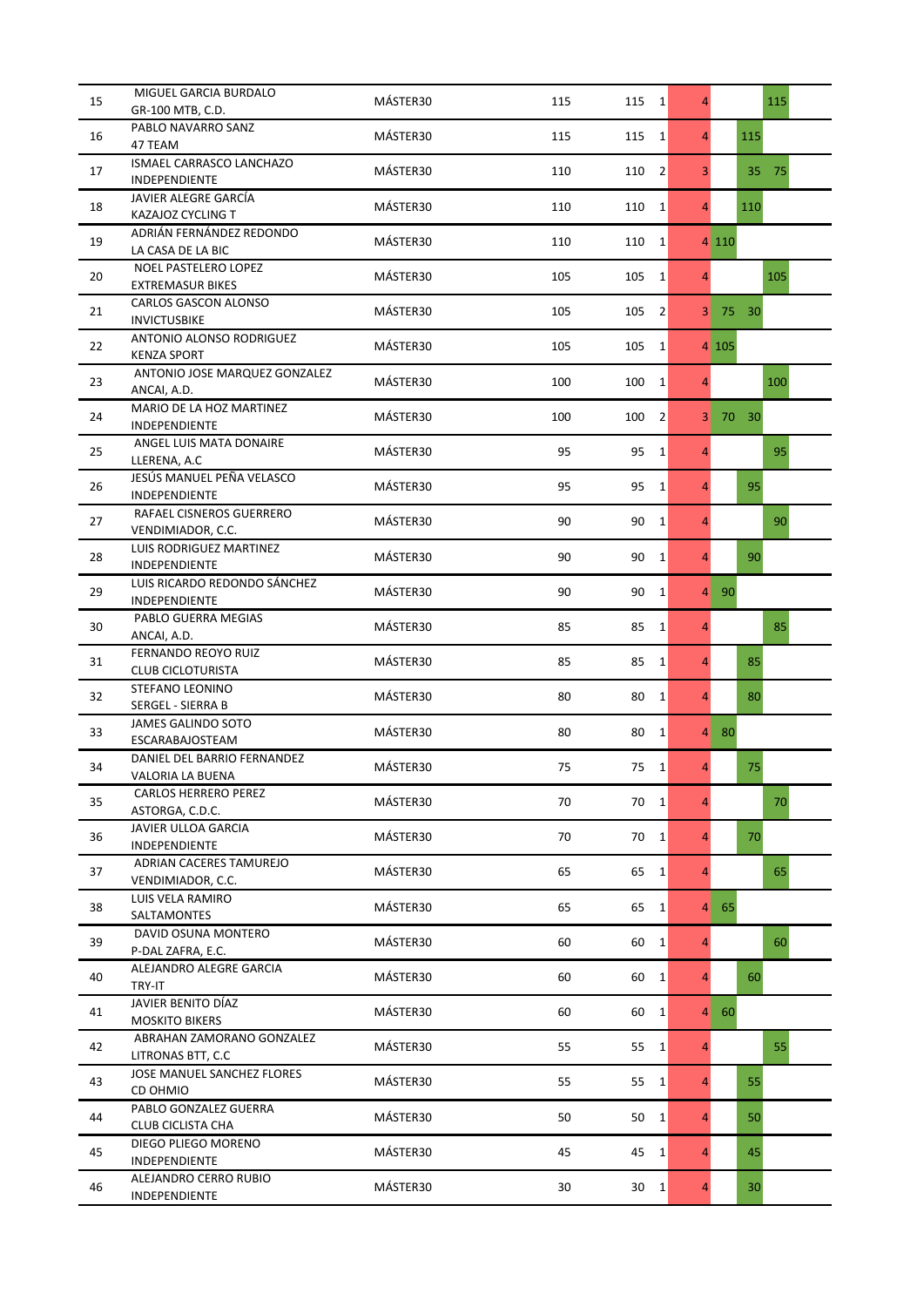| | | | | | | | | | | |
|---|---|---|---|---|---|---|---|---|---|---|
| 15 | MIGUEL GARCIA BURDALO | GR-100 MTB, C.D. | MÁSTER30 | 115 | 115 | 1 | 4 | | | 115 |
| 16 | PABLO NAVARRO SANZ | 47 TEAM | MÁSTER30 | 115 | 115 | 1 | 4 | | 115 | |
| 17 | ISMAEL CARRASCO LANCHAZO | INDEPENDIENTE | MÁSTER30 | 110 | 110 | 2 | 3 | | 35 | 75 |
| 18 | JAVIER ALEGRE GARCÍA | KAZAJOZ CYCLING T | MÁSTER30 | 110 | 110 | 1 | 4 | | 110 | |
| 19 | ADRIÁN FERNÁNDEZ REDONDO | LA CASA DE LA BIC | MÁSTER30 | 110 | 110 | 1 | 4 | 110 | | |
| 20 | NOEL PASTELERO LOPEZ | EXTREMASUR BIKES | MÁSTER30 | 105 | 105 | 1 | 4 | | | 105 |
| 21 | CARLOS GASCON ALONSO | INVICTUSBIKE | MÁSTER30 | 105 | 105 | 2 | 3 | 75 | 30 | |
| 22 | ANTONIO ALONSO RODRIGUEZ | KENZA SPORT | MÁSTER30 | 105 | 105 | 1 | 4 | 105 | | |
| 23 | ANTONIO JOSE MARQUEZ GONZALEZ | ANCAI, A.D. | MÁSTER30 | 100 | 100 | 1 | 4 | | | 100 |
| 24 | MARIO DE LA HOZ MARTINEZ | INDEPENDIENTE | MÁSTER30 | 100 | 100 | 2 | 3 | 70 | 30 | |
| 25 | ANGEL LUIS MATA DONAIRE | LLERENA, A.C | MÁSTER30 | 95 | 95 | 1 | 4 | | | 95 |
| 26 | JESÚS MANUEL PEÑA VELASCO | INDEPENDIENTE | MÁSTER30 | 95 | 95 | 1 | 4 | | 95 | |
| 27 | RAFAEL CISNEROS GUERRERO | VENDIMIADOR, C.C. | MÁSTER30 | 90 | 90 | 1 | 4 | | | 90 |
| 28 | LUIS RODRIGUEZ MARTINEZ | INDEPENDIENTE | MÁSTER30 | 90 | 90 | 1 | 4 | | 90 | |
| 29 | LUIS RICARDO REDONDO SÁNCHEZ | INDEPENDIENTE | MÁSTER30 | 90 | 90 | 1 | 4 | 90 | | |
| 30 | PABLO GUERRA MEGIAS | ANCAI, A.D. | MÁSTER30 | 85 | 85 | 1 | 4 | | | 85 |
| 31 | FERNANDO REOYO RUIZ | CLUB CICLOTURISTA | MÁSTER30 | 85 | 85 | 1 | 4 | | 85 | |
| 32 | STEFANO LEONINO | SERGEL - SIERRA B | MÁSTER30 | 80 | 80 | 1 | 4 | | 80 | |
| 33 | JAMES GALINDO SOTO | ESCARABAJOSTEAM | MÁSTER30 | 80 | 80 | 1 | 4 | 80 | | |
| 34 | DANIEL DEL BARRIO FERNANDEZ | VALORIA LA BUENA | MÁSTER30 | 75 | 75 | 1 | 4 | | 75 | |
| 35 | CARLOS HERRERO PEREZ | ASTORGA, C.D.C. | MÁSTER30 | 70 | 70 | 1 | 4 | | | 70 |
| 36 | JAVIER ULLOA GARCIA | INDEPENDIENTE | MÁSTER30 | 70 | 70 | 1 | 4 | | 70 | |
| 37 | ADRIAN CACERES TAMUREJO | VENDIMIADOR, C.C. | MÁSTER30 | 65 | 65 | 1 | 4 | | | 65 |
| 38 | LUIS VELA RAMIRO | SALTAMONTES | MÁSTER30 | 65 | 65 | 1 | 4 | 65 | | |
| 39 | DAVID OSUNA MONTERO | P-DAL ZAFRA, E.C. | MÁSTER30 | 60 | 60 | 1 | 4 | | | 60 |
| 40 | ALEJANDRO ALEGRE GARCIA | TRY-IT | MÁSTER30 | 60 | 60 | 1 | 4 | | 60 | |
| 41 | JAVIER BENITO DÍAZ | MOSKITO BIKERS | MÁSTER30 | 60 | 60 | 1 | 4 | 60 | | |
| 42 | ABRAHAN ZAMORANO GONZALEZ | LITRONAS BTT, C.C | MÁSTER30 | 55 | 55 | 1 | 4 | | | 55 |
| 43 | JOSE MANUEL SANCHEZ FLORES | CD OHMIO | MÁSTER30 | 55 | 55 | 1 | 4 | | 55 | |
| 44 | PABLO GONZALEZ GUERRA | CLUB CICLISTA CHA | MÁSTER30 | 50 | 50 | 1 | 4 | | 50 | |
| 45 | DIEGO PLIEGO MORENO | INDEPENDIENTE | MÁSTER30 | 45 | 45 | 1 | 4 | | 45 | |
| 46 | ALEJANDRO CERRO RUBIO | INDEPENDIENTE | MÁSTER30 | 30 | 30 | 1 | 4 | | 30 | |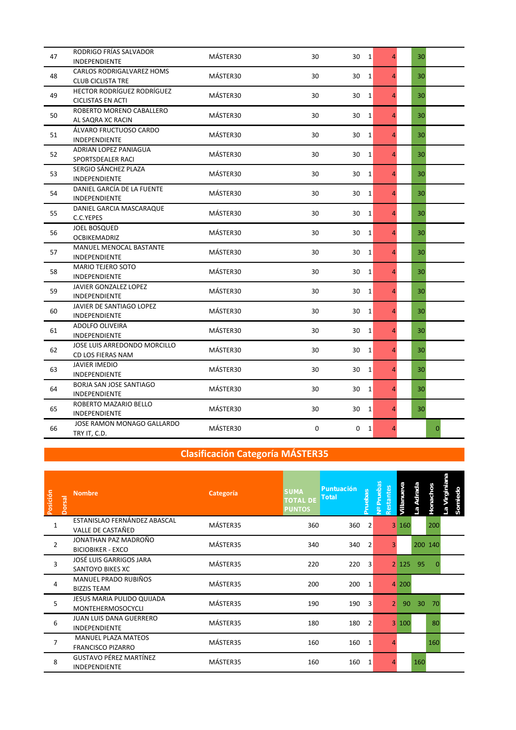| Posición | Dorsal | Nombre | Categoría | SUMA TOTAL DE PUNTOS | Puntuación Total | Pruebas | Nº Pruebas Restantes | Villanueva | La Adrada | Honachos | La Virginiana | Somiedo |
|---|---|---|---|---|---|---|---|---|---|---|---|---|
| 47 | | RODRIGO FRÍAS SALVADOR<br>INDEPENDIENTE | MÁSTER30 | 30 | 30 | 1 | 4 | | 30 | | | |
| 48 | | CARLOS RODRIGALVAREZ HOMS<br>CLUB CICLISTA TRE | MÁSTER30 | 30 | 30 | 1 | 4 | | 30 | | | |
| 49 | | HECTOR RODRÍGUEZ RODRÍGUEZ<br>CICLISTAS EN ACTI | MÁSTER30 | 30 | 30 | 1 | 4 | | 30 | | | |
| 50 | | ROBERTO MORENO CABALLERO<br>AL SAQRA XC RACIN | MÁSTER30 | 30 | 30 | 1 | 4 | | 30 | | | |
| 51 | | ÁLVARO FRUCTUOSO CARDO<br>INDEPENDIENTE | MÁSTER30 | 30 | 30 | 1 | 4 | | 30 | | | |
| 52 | | ADRIAN LOPEZ PANIAGUA<br>SPORTSDEALER RACI | MÁSTER30 | 30 | 30 | 1 | 4 | | 30 | | | |
| 53 | | SERGIO SÁNCHEZ PLAZA<br>INDEPENDIENTE | MÁSTER30 | 30 | 30 | 1 | 4 | | 30 | | | |
| 54 | | DANIEL GARCÍA DE LA FUENTE<br>INDEPENDIENTE | MÁSTER30 | 30 | 30 | 1 | 4 | | 30 | | | |
| 55 | | DANIEL GARCIA MASCARAQUE<br>C.C.YEPES | MÁSTER30 | 30 | 30 | 1 | 4 | | 30 | | | |
| 56 | | JOEL BOSQUED<br>OCBIKEMADRIZ | MÁSTER30 | 30 | 30 | 1 | 4 | | 30 | | | |
| 57 | | MANUEL MENOCAL BASTANTE<br>INDEPENDIENTE | MÁSTER30 | 30 | 30 | 1 | 4 | | 30 | | | |
| 58 | | MARIO TEJERO SOTO<br>INDEPENDIENTE | MÁSTER30 | 30 | 30 | 1 | 4 | | 30 | | | |
| 59 | | JAVIER GONZALEZ LOPEZ<br>INDEPENDIENTE | MÁSTER30 | 30 | 30 | 1 | 4 | | 30 | | | |
| 60 | | JAVIER DE SANTIAGO LOPEZ<br>INDEPENDIENTE | MÁSTER30 | 30 | 30 | 1 | 4 | | 30 | | | |
| 61 | | ADOLFO OLIVEIRA<br>INDEPENDIENTE | MÁSTER30 | 30 | 30 | 1 | 4 | | 30 | | | |
| 62 | | JOSE LUIS ARREDONDO MORCILLO<br>CD LOS FIERAS NAM | MÁSTER30 | 30 | 30 | 1 | 4 | | 30 | | | |
| 63 | | JAVIER IMEDIO<br>INDEPENDIENTE | MÁSTER30 | 30 | 30 | 1 | 4 | | 30 | | | |
| 64 | | BORJA SAN JOSE SANTIAGO<br>INDEPENDIENTE | MÁSTER30 | 30 | 30 | 1 | 4 | | 30 | | | |
| 65 | | ROBERTO MAZARIO BELLO<br>INDEPENDIENTE | MÁSTER30 | 30 | 30 | 1 | 4 | | 30 | | | |
| 66 | | JOSE RAMON MONAGO GALLARDO<br>TRY IT, C.D. | MÁSTER30 | 0 | 0 | 1 | 4 | | | 0 | | |

## Clasificación Categoría MÁSTER35

| Posición | Dorsal | Nombre | Categoría | SUMA TOTAL DE PUNTOS | Puntuación Total | Pruebas | Nº Pruebas Restantes | Villanueva | La Adrada | Honachos | La Virginiana | Somiedo |
|---|---|---|---|---|---|---|---|---|---|---|---|---|
| 1 | | ESTANISLAO FERNÁNDEZ ABASCAL<br>VALLE DE CASTAÑED | MÁSTER35 | 360 | 360 | 2 | 3 | 160 | | 200 | | |
| 2 | | JONATHAN PAZ MADROÑO<br>BICIOBIKER - EXCO | MÁSTER35 | 340 | 340 | 2 | 3 | | 200 | 140 | | |
| 3 | | JOSÉ LUIS GARRIGOS JARA<br>SANTOYO BIKES XC | MÁSTER35 | 220 | 220 | 3 | 2 | 125 | 95 | 0 | | |
| 4 | | MANUEL PRADO RUBIÑOS<br>BIZZIS TEAM | MÁSTER35 | 200 | 200 | 1 | 4 | 200 | | | | |
| 5 | | JESUS MARIA PULIDO QUIJADA<br>MONTEHERMOSOCYCLI | MÁSTER35 | 190 | 190 | 3 | 2 | 90 | 30 | 70 | | |
| 6 | | JUAN LUIS DANA GUERRERO<br>INDEPENDIENTE | MÁSTER35 | 180 | 180 | 2 | 3 | 100 | | 80 | | |
| 7 | | MANUEL PLAZA MATEOS<br>FRANCISCO PIZARRO | MÁSTER35 | 160 | 160 | 1 | 4 | | | 160 | | |
| 8 | | GUSTAVO PÉREZ MARTÍNEZ<br>INDEPENDIENTE | MÁSTER35 | 160 | 160 | 1 | 4 | | 160 | | | |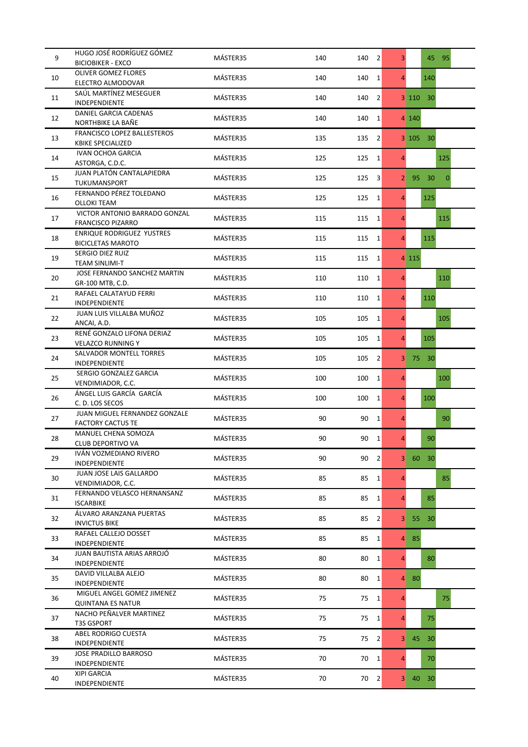| | | | | | | | | | |
|---|---|---|---|---|---|---|---|---|---|
| 9 | HUGO JOSÉ RODRÍGUEZ GÓMEZ<br>BICIOBIKER - EXCO | MÁSTER35 | 140 | 140 | 2 | 3 | | 45 | 95 |
| 10 | OLIVER GOMEZ FLORES<br>ELECTRO ALMODOVAR | MÁSTER35 | 140 | 140 | 1 | 4 | | 140 | |
| 11 | SAÚL MARTÍNEZ MESEGUER<br>INDEPENDIENTE | MÁSTER35 | 140 | 140 | 2 | 3 | 110 | 30 | |
| 12 | DANIEL GARCIA CADENAS<br>NORTHBIKE LA BAÑE | MÁSTER35 | 140 | 140 | 1 | 4 | 140 | | |
| 13 | FRANCISCO LOPEZ BALLESTEROS<br>KBIKE SPECIALIZED | MÁSTER35 | 135 | 135 | 2 | 3 | 105 | 30 | |
| 14 | IVAN OCHOA GARCIA<br>ASTORGA, C.D.C. | MÁSTER35 | 125 | 125 | 1 | 4 | | | 125 |
| 15 | JUAN PLATÓN CANTALAPIEDRA<br>TUKUMANSPORT | MÁSTER35 | 125 | 125 | 3 | 2 | 95 | 30 | 0 |
| 16 | FERNANDO PÉREZ TOLEDANO<br>OLLOKI TEAM | MÁSTER35 | 125 | 125 | 1 | 4 | | 125 | |
| 17 | VICTOR ANTONIO BARRADO GONZAL<br>FRANCISCO PIZARRO | MÁSTER35 | 115 | 115 | 1 | 4 | | | 115 |
| 18 | ENRIQUE RODRIGUEZ YUSTRES<br>BICICLETAS MAROTO | MÁSTER35 | 115 | 115 | 1 | 4 | | 115 | |
| 19 | SERGIO DIEZ RUIZ<br>TEAM SINLIMI-T | MÁSTER35 | 115 | 115 | 1 | 4 | 115 | | |
| 20 | JOSE FERNANDO SANCHEZ MARTIN<br>GR-100 MTB, C.D. | MÁSTER35 | 110 | 110 | 1 | 4 | | | 110 |
| 21 | RAFAEL CALATAYUD FERRI<br>INDEPENDIENTE | MÁSTER35 | 110 | 110 | 1 | 4 | | 110 | |
| 22 | JUAN LUIS VILLALBA MUÑOZ<br>ANCAI, A.D. | MÁSTER35 | 105 | 105 | 1 | 4 | | | 105 |
| 23 | RENÉ GONZALO LIFONA DERIAZ<br>VELAZCO RUNNING Y | MÁSTER35 | 105 | 105 | 1 | 4 | | 105 | |
| 24 | SALVADOR MONTELL TORRES<br>INDEPENDIENTE | MÁSTER35 | 105 | 105 | 2 | 3 | 75 | 30 | |
| 25 | SERGIO GONZALEZ GARCIA<br>VENDIMIADOR, C.C. | MÁSTER35 | 100 | 100 | 1 | 4 | | | 100 |
| 26 | ÁNGEL LUIS GARCÍA GARCÍA<br>C. D. LOS SECOS | MÁSTER35 | 100 | 100 | 1 | 4 | | 100 | |
| 27 | JUAN MIGUEL FERNANDEZ GONZALE<br>FACTORY CACTUS TE | MÁSTER35 | 90 | 90 | 1 | 4 | | | 90 |
| 28 | MANUEL CHENA SOMOZA<br>CLUB DEPORTIVO VA | MÁSTER35 | 90 | 90 | 1 | 4 | | 90 | |
| 29 | IVÁN VOZMEDIANO RIVERO<br>INDEPENDIENTE | MÁSTER35 | 90 | 90 | 2 | 3 | 60 | 30 | |
| 30 | JUAN JOSE LAIS GALLARDO<br>VENDIMIADOR, C.C. | MÁSTER35 | 85 | 85 | 1 | 4 | | | 85 |
| 31 | FERNANDO VELASCO HERNANSANZ<br>ISCARBIKE | MÁSTER35 | 85 | 85 | 1 | 4 | | 85 | |
| 32 | ÁLVARO ARANZANA PUERTAS<br>INVICTUS BIKE | MÁSTER35 | 85 | 85 | 2 | 3 | 55 | 30 | |
| 33 | RAFAEL CALLEJO DOSSET<br>INDEPENDIENTE | MÁSTER35 | 85 | 85 | 1 | 4 | 85 | | |
| 34 | JUAN BAUTISTA ARIAS ARROJÓ<br>INDEPENDIENTE | MÁSTER35 | 80 | 80 | 1 | 4 | | 80 | |
| 35 | DAVID VILLALBA ALEJO<br>INDEPENDIENTE | MÁSTER35 | 80 | 80 | 1 | 4 | 80 | | |
| 36 | MIGUEL ANGEL GOMEZ JIMENEZ<br>QUINTANA ES NATUR | MÁSTER35 | 75 | 75 | 1 | 4 | | | 75 |
| 37 | NACHO PEÑALVER MARTINEZ<br>T3S GSPORT | MÁSTER35 | 75 | 75 | 1 | 4 | | 75 | |
| 38 | ABEL RODRIGO CUESTA<br>INDEPENDIENTE | MÁSTER35 | 75 | 75 | 2 | 3 | 45 | 30 | |
| 39 | JOSE PRADILLO BARROSO<br>INDEPENDIENTE | MÁSTER35 | 70 | 70 | 1 | 4 | | 70 | |
| 40 | XIPI GARCIA<br>INDEPENDIENTE | MÁSTER35 | 70 | 70 | 2 | 3 | 40 | 30 | |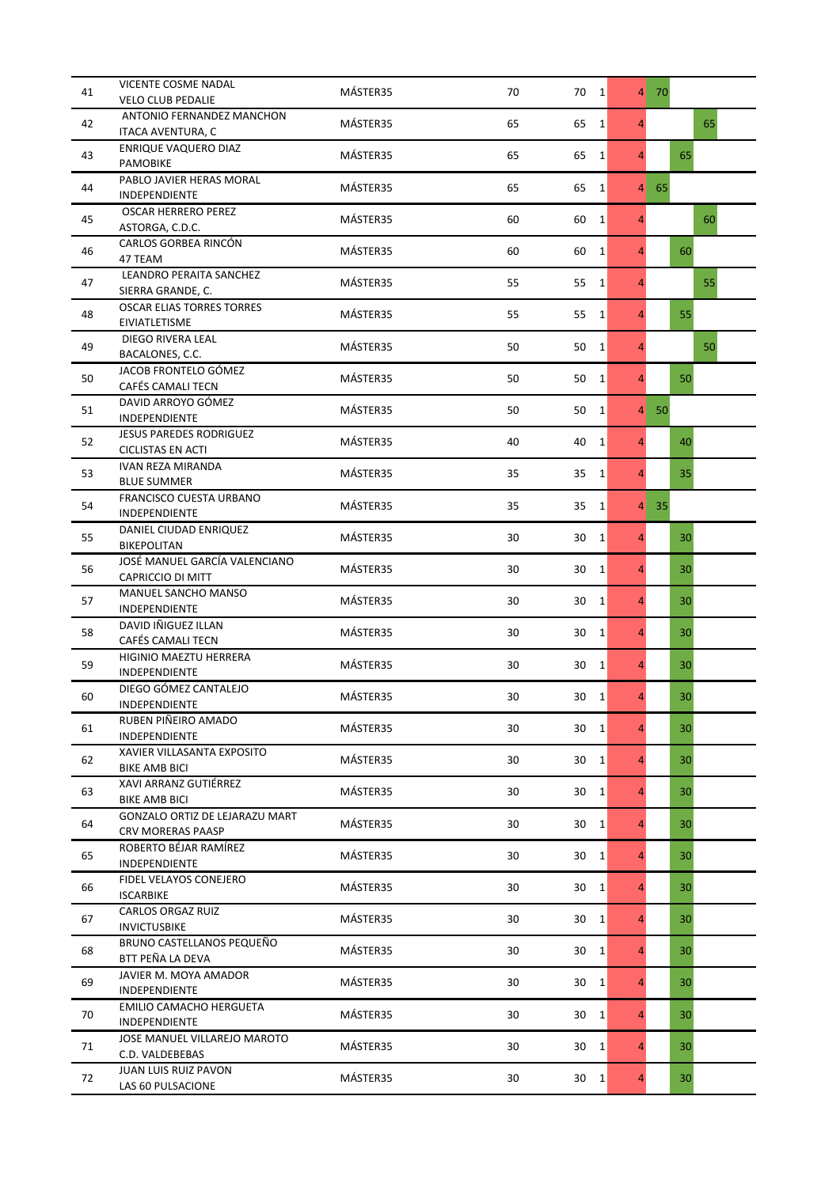| Pos. | Nombre | Club | Categoría | Puntos | Puntos | | | | | |
|---|---|---|---|---|---|---|---|---|---|---|
| 41 | VICENTE COSME NADAL | VELO CLUB PEDALIE | MÁSTER35 | 70 | 70 | 1 | 4 | 70 | | |
| 42 | ANTONIO FERNANDEZ MANCHON | ITACA AVENTURA, C | MÁSTER35 | 65 | 65 | 1 | 4 | | | 65 |
| 43 | ENRIQUE VAQUERO DIAZ | PAMOBIKE | MÁSTER35 | 65 | 65 | 1 | 4 | | 65 | |
| 44 | PABLO JAVIER HERAS MORAL | INDEPENDIENTE | MÁSTER35 | 65 | 65 | 1 | 4 | 65 | | |
| 45 | OSCAR HERRERO PEREZ | ASTORGA, C.D.C. | MÁSTER35 | 60 | 60 | 1 | 4 | | | 60 |
| 46 | CARLOS GORBEA RINCÓN | 47 TEAM | MÁSTER35 | 60 | 60 | 1 | 4 | | 60 | |
| 47 | LEANDRO PERAITA SANCHEZ | SIERRA GRANDE, C. | MÁSTER35 | 55 | 55 | 1 | 4 | | | 55 |
| 48 | OSCAR ELIAS TORRES TORRES | EIVIATLETISME | MÁSTER35 | 55 | 55 | 1 | 4 | | 55 | |
| 49 | DIEGO RIVERA LEAL | BACALONES, C.C. | MÁSTER35 | 50 | 50 | 1 | 4 | | | 50 |
| 50 | JACOB FRONTELO GÓMEZ | CAFÉS CAMALI TECN | MÁSTER35 | 50 | 50 | 1 | 4 | | 50 | |
| 51 | DAVID ARROYO GÓMEZ | INDEPENDIENTE | MÁSTER35 | 50 | 50 | 1 | 4 | 50 | | |
| 52 | JESUS PAREDES RODRIGUEZ | CICLISTAS EN ACTI | MÁSTER35 | 40 | 40 | 1 | 4 | | 40 | |
| 53 | IVAN REZA MIRANDA | BLUE SUMMER | MÁSTER35 | 35 | 35 | 1 | 4 | | 35 | |
| 54 | FRANCISCO CUESTA URBANO | INDEPENDIENTE | MÁSTER35 | 35 | 35 | 1 | 4 | 35 | | |
| 55 | DANIEL CIUDAD ENRIQUEZ | BIKEPOLITAN | MÁSTER35 | 30 | 30 | 1 | 4 | | 30 | |
| 56 | JOSÉ MANUEL GARCÍA VALENCIANO | CAPRICCIO DI MITT | MÁSTER35 | 30 | 30 | 1 | 4 | | 30 | |
| 57 | MANUEL SANCHO MANSO | INDEPENDIENTE | MÁSTER35 | 30 | 30 | 1 | 4 | | 30 | |
| 58 | DAVID IÑIGUEZ ILLAN | CAFÉS CAMALI TECN | MÁSTER35 | 30 | 30 | 1 | 4 | | 30 | |
| 59 | HIGINIO MAEZTU HERRERA | INDEPENDIENTE | MÁSTER35 | 30 | 30 | 1 | 4 | | 30 | |
| 60 | DIEGO GÓMEZ CANTALEJO | INDEPENDIENTE | MÁSTER35 | 30 | 30 | 1 | 4 | | 30 | |
| 61 | RUBEN PIÑEIRO AMADO | INDEPENDIENTE | MÁSTER35 | 30 | 30 | 1 | 4 | | 30 | |
| 62 | XAVIER VILLASANTA EXPOSITO | BIKE AMB BICI | MÁSTER35 | 30 | 30 | 1 | 4 | | 30 | |
| 63 | XAVI ARRANZ GUTIÉRREZ | BIKE AMB BICI | MÁSTER35 | 30 | 30 | 1 | 4 | | 30 | |
| 64 | GONZALO ORTIZ DE LEJARAZU MART | CRV MORERAS PAASP | MÁSTER35 | 30 | 30 | 1 | 4 | | 30 | |
| 65 | ROBERTO BÉJAR RAMÍREZ | INDEPENDIENTE | MÁSTER35 | 30 | 30 | 1 | 4 | | 30 | |
| 66 | FIDEL VELAYOS CONEJERO | ISCARBIKE | MÁSTER35 | 30 | 30 | 1 | 4 | | 30 | |
| 67 | CARLOS ORGAZ RUIZ | INVICTUSBIKE | MÁSTER35 | 30 | 30 | 1 | 4 | | 30 | |
| 68 | BRUNO CASTELLANOS PEQUEÑO | BTT PEÑA LA DEVA | MÁSTER35 | 30 | 30 | 1 | 4 | | 30 | |
| 69 | JAVIER M. MOYA AMADOR | INDEPENDIENTE | MÁSTER35 | 30 | 30 | 1 | 4 | | 30 | |
| 70 | EMILIO CAMACHO HERGUETA | INDEPENDIENTE | MÁSTER35 | 30 | 30 | 1 | 4 | | 30 | |
| 71 | JOSE MANUEL VILLAREJO MAROTO | C.D. VALDEBEBAS | MÁSTER35 | 30 | 30 | 1 | 4 | | 30 | |
| 72 | JUAN LUIS RUIZ PAVON | LAS 60 PULSACIONE | MÁSTER35 | 30 | 30 | 1 | 4 | | 30 | |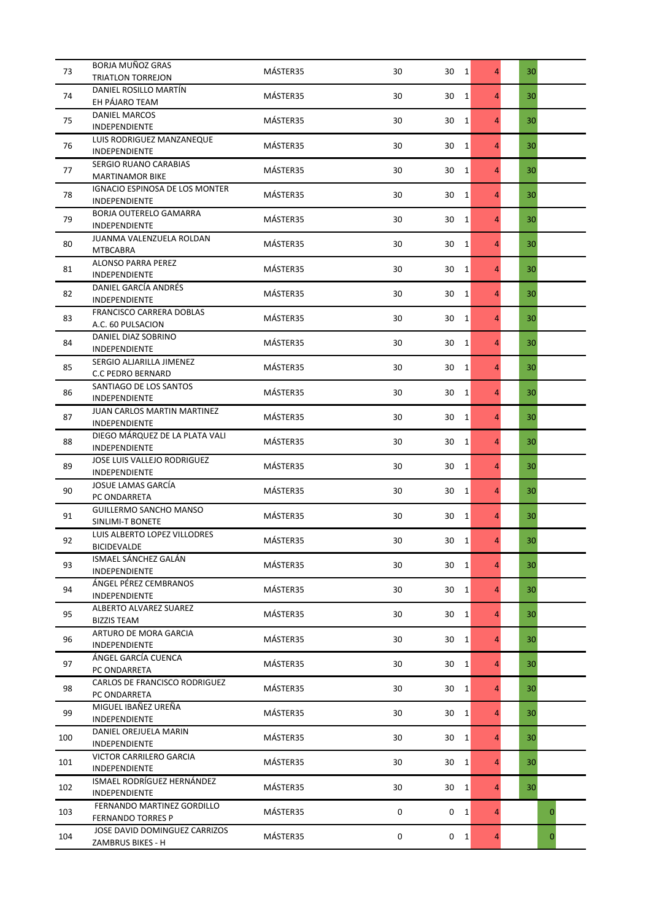| | | | | | | | | |
|---|---|---|---|---|---|---|---|---|
| 73 | BORJA MUÑOZ GRAS<br>TRIATLON TORREJON | MÁSTER35 | 30 | 30 | 1 | 4 | 30 | |
| 74 | DANIEL ROSILLO MARTÍN<br>EH PÁJARO TEAM | MÁSTER35 | 30 | 30 | 1 | 4 | 30 | |
| 75 | DANIEL MARCOS<br>INDEPENDIENTE | MÁSTER35 | 30 | 30 | 1 | 4 | 30 | |
| 76 | LUIS RODRIGUEZ MANZANEQUE<br>INDEPENDIENTE | MÁSTER35 | 30 | 30 | 1 | 4 | 30 | |
| 77 | SERGIO RUANO CARABIAS<br>MARTINAMOR BIKE | MÁSTER35 | 30 | 30 | 1 | 4 | 30 | |
| 78 | IGNACIO ESPINOSA DE LOS MONTER<br>INDEPENDIENTE | MÁSTER35 | 30 | 30 | 1 | 4 | 30 | |
| 79 | BORJA OUTERELO GAMARRA<br>INDEPENDIENTE | MÁSTER35 | 30 | 30 | 1 | 4 | 30 | |
| 80 | JUANMA VALENZUELA ROLDAN<br>MTBCABRA | MÁSTER35 | 30 | 30 | 1 | 4 | 30 | |
| 81 | ALONSO PARRA PEREZ<br>INDEPENDIENTE | MÁSTER35 | 30 | 30 | 1 | 4 | 30 | |
| 82 | DANIEL GARCÍA ANDRÉS<br>INDEPENDIENTE | MÁSTER35 | 30 | 30 | 1 | 4 | 30 | |
| 83 | FRANCISCO CARRERA DOBLAS<br>A.C. 60 PULSACION | MÁSTER35 | 30 | 30 | 1 | 4 | 30 | |
| 84 | DANIEL DIAZ SOBRINO<br>INDEPENDIENTE | MÁSTER35 | 30 | 30 | 1 | 4 | 30 | |
| 85 | SERGIO ALJARILLA JIMENEZ<br>C.C PEDRO BERNARD | MÁSTER35 | 30 | 30 | 1 | 4 | 30 | |
| 86 | SANTIAGO DE LOS SANTOS<br>INDEPENDIENTE | MÁSTER35 | 30 | 30 | 1 | 4 | 30 | |
| 87 | JUAN CARLOS MARTIN MARTINEZ<br>INDEPENDIENTE | MÁSTER35 | 30 | 30 | 1 | 4 | 30 | |
| 88 | DIEGO MÁRQUEZ DE LA PLATA VALI<br>INDEPENDIENTE | MÁSTER35 | 30 | 30 | 1 | 4 | 30 | |
| 89 | JOSE LUIS VALLEJO RODRIGUEZ<br>INDEPENDIENTE | MÁSTER35 | 30 | 30 | 1 | 4 | 30 | |
| 90 | JOSUE LAMAS GARCÍA<br>PC ONDARRETA | MÁSTER35 | 30 | 30 | 1 | 4 | 30 | |
| 91 | GUILLERMO SANCHO MANSO<br>SINLIMI-T BONETE | MÁSTER35 | 30 | 30 | 1 | 4 | 30 | |
| 92 | LUIS ALBERTO LOPEZ VILLODRES<br>BICIDEVALDE | MÁSTER35 | 30 | 30 | 1 | 4 | 30 | |
| 93 | ISMAEL SÁNCHEZ GALÁN<br>INDEPENDIENTE | MÁSTER35 | 30 | 30 | 1 | 4 | 30 | |
| 94 | ÁNGEL PÉREZ CEMBRANOS<br>INDEPENDIENTE | MÁSTER35 | 30 | 30 | 1 | 4 | 30 | |
| 95 | ALBERTO ALVAREZ SUAREZ<br>BIZZIS TEAM | MÁSTER35 | 30 | 30 | 1 | 4 | 30 | |
| 96 | ARTURO DE MORA GARCIA<br>INDEPENDIENTE | MÁSTER35 | 30 | 30 | 1 | 4 | 30 | |
| 97 | ÁNGEL GARCÍA CUENCA<br>PC ONDARRETA | MÁSTER35 | 30 | 30 | 1 | 4 | 30 | |
| 98 | CARLOS DE FRANCISCO RODRIGUEZ<br>PC ONDARRETA | MÁSTER35 | 30 | 30 | 1 | 4 | 30 | |
| 99 | MIGUEL IBAÑEZ UREÑA<br>INDEPENDIENTE | MÁSTER35 | 30 | 30 | 1 | 4 | 30 | |
| 100 | DANIEL OREJUELA MARIN<br>INDEPENDIENTE | MÁSTER35 | 30 | 30 | 1 | 4 | 30 | |
| 101 | VICTOR CARRILERO GARCIA<br>INDEPENDIENTE | MÁSTER35 | 30 | 30 | 1 | 4 | 30 | |
| 102 | ISMAEL RODRÍGUEZ HERNÁNDEZ<br>INDEPENDIENTE | MÁSTER35 | 30 | 30 | 1 | 4 | 30 | |
| 103 | FERNANDO MARTINEZ GORDILLO<br>FERNANDO TORRES P | MÁSTER35 | 0 | 0 | 1 | 4 | | 0 |
| 104 | JOSE DAVID DOMINGUEZ CARRIZOS<br>ZAMBRUS BIKES - H | MÁSTER35 | 0 | 0 | 1 | 4 | | 0 |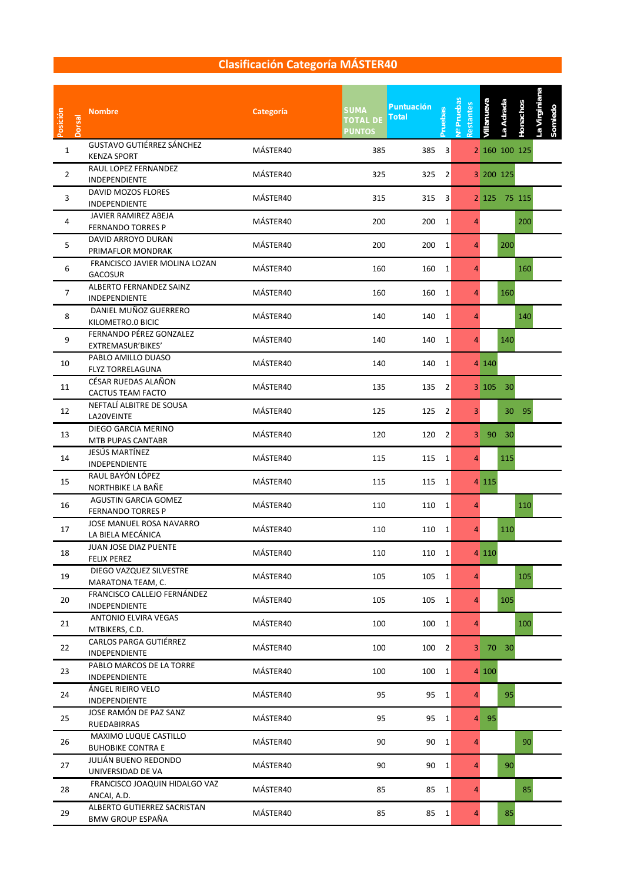## Clasificación Categoría MÁSTER40

| Posición | Dorsal | Nombre | Categoría | SUMA TOTAL DE PUNTOS | Puntuación Total | Pruebas | Nº Pruebas Restantes | Villanueva | La Adrada | Honachos | La Virginiana | Somiedo |
|---|---|---|---|---|---|---|---|---|---|---|---|---|
| 1 | | GUSTAVO GUTIÉRREZ SÁNCHEZ KENZA SPORT | MÁSTER40 | 385 | 385 | 3 | 2 | 160 | 100 | 125 | | |
| 2 | | RAUL LOPEZ FERNANDEZ INDEPENDIENTE | MÁSTER40 | 325 | 325 | 2 | 3 | 200 | 125 | | | |
| 3 | | DAVID MOZOS FLORES INDEPENDIENTE | MÁSTER40 | 315 | 315 | 3 | 2 | 125 | 75 | 115 | | |
| 4 | | JAVIER RAMIREZ ABEJA FERNANDO TORRES P | MÁSTER40 | 200 | 200 | 1 | 4 | | | 200 | | |
| 5 | | DAVID ARROYO DURAN PRIMAFLOR MONDRAK | MÁSTER40 | 200 | 200 | 1 | 4 | | 200 | | | |
| 6 | | FRANCISCO JAVIER MOLINA LOZAN GACOSUR | MÁSTER40 | 160 | 160 | 1 | 4 | | | 160 | | |
| 7 | | ALBERTO FERNANDEZ SAINZ INDEPENDIENTE | MÁSTER40 | 160 | 160 | 1 | 4 | | 160 | | | |
| 8 | | DANIEL MUÑOZ GUERRERO KILOMETRO.0 BICIC | MÁSTER40 | 140 | 140 | 1 | 4 | | | 140 | | |
| 9 | | FERNANDO PÉREZ GONZALEZ EXTREMASUR'BIKES' | MÁSTER40 | 140 | 140 | 1 | 4 | | 140 | | | |
| 10 | | PABLO AMILLO DUASO FLYZ TORRELAGUNA | MÁSTER40 | 140 | 140 | 1 | 4 | 140 | | | | |
| 11 | | CÉSAR RUEDAS ALAÑON CACTUS TEAM FACTO | MÁSTER40 | 135 | 135 | 2 | 3 | 105 | 30 | | | |
| 12 | | NEFTALÍ ALBITRE DE SOUSA LA20VEINTE | MÁSTER40 | 125 | 125 | 2 | 3 | | 30 | 95 | | |
| 13 | | DIEGO GARCIA MERINO MTB PUPAS CANTABR | MÁSTER40 | 120 | 120 | 2 | 3 | 90 | 30 | | | |
| 14 | | JESÚS MARTÍNEZ INDEPENDIENTE | MÁSTER40 | 115 | 115 | 1 | 4 | | 115 | | | |
| 15 | | RAUL BAYÓN LÓPEZ NORTHBIKE LA BAÑE | MÁSTER40 | 115 | 115 | 1 | 4 | 115 | | | | |
| 16 | | AGUSTIN GARCIA GOMEZ FERNANDO TORRES P | MÁSTER40 | 110 | 110 | 1 | 4 | | | 110 | | |
| 17 | | JOSE MANUEL ROSA NAVARRO LA BIELA MECÁNICA | MÁSTER40 | 110 | 110 | 1 | 4 | | 110 | | | |
| 18 | | JUAN JOSE DIAZ PUENTE FELIX PEREZ | MÁSTER40 | 110 | 110 | 1 | 4 | 110 | | | | |
| 19 | | DIEGO VAZQUEZ SILVESTRE MARATONA TEAM, C. | MÁSTER40 | 105 | 105 | 1 | 4 | | | 105 | | |
| 20 | | FRANCISCO CALLEJO FERNÁNDEZ INDEPENDIENTE | MÁSTER40 | 105 | 105 | 1 | 4 | | 105 | | | |
| 21 | | ANTONIO ELVIRA VEGAS MTBIKERS, C.D. | MÁSTER40 | 100 | 100 | 1 | 4 | | | 100 | | |
| 22 | | CARLOS PARGA GUTIÉRREZ INDEPENDIENTE | MÁSTER40 | 100 | 100 | 2 | 3 | 70 | 30 | | | |
| 23 | | PABLO MARCOS DE LA TORRE INDEPENDIENTE | MÁSTER40 | 100 | 100 | 1 | 4 | 100 | | | | |
| 24 | | ÁNGEL RIEIRO VELO INDEPENDIENTE | MÁSTER40 | 95 | 95 | 1 | 4 | | 95 | | | |
| 25 | | JOSE RAMÓN DE PAZ SANZ RUEDABIRRAS | MÁSTER40 | 95 | 95 | 1 | 4 | 95 | | | | |
| 26 | | MAXIMO LUQUE CASTILLO BUHOBIKE CONTRA E | MÁSTER40 | 90 | 90 | 1 | 4 | | | 90 | | |
| 27 | | JULIÁN BUENO REDONDO UNIVERSIDAD DE VA | MÁSTER40 | 90 | 90 | 1 | 4 | | 90 | | | |
| 28 | | FRANCISCO JOAQUIN HIDALGO VAZ ANCAI, A.D. | MÁSTER40 | 85 | 85 | 1 | 4 | | | 85 | | |
| 29 | | ALBERTO GUTIERREZ SACRISTAN BMW GROUP ESPAÑA | MÁSTER40 | 85 | 85 | 1 | 4 | | 85 | | | |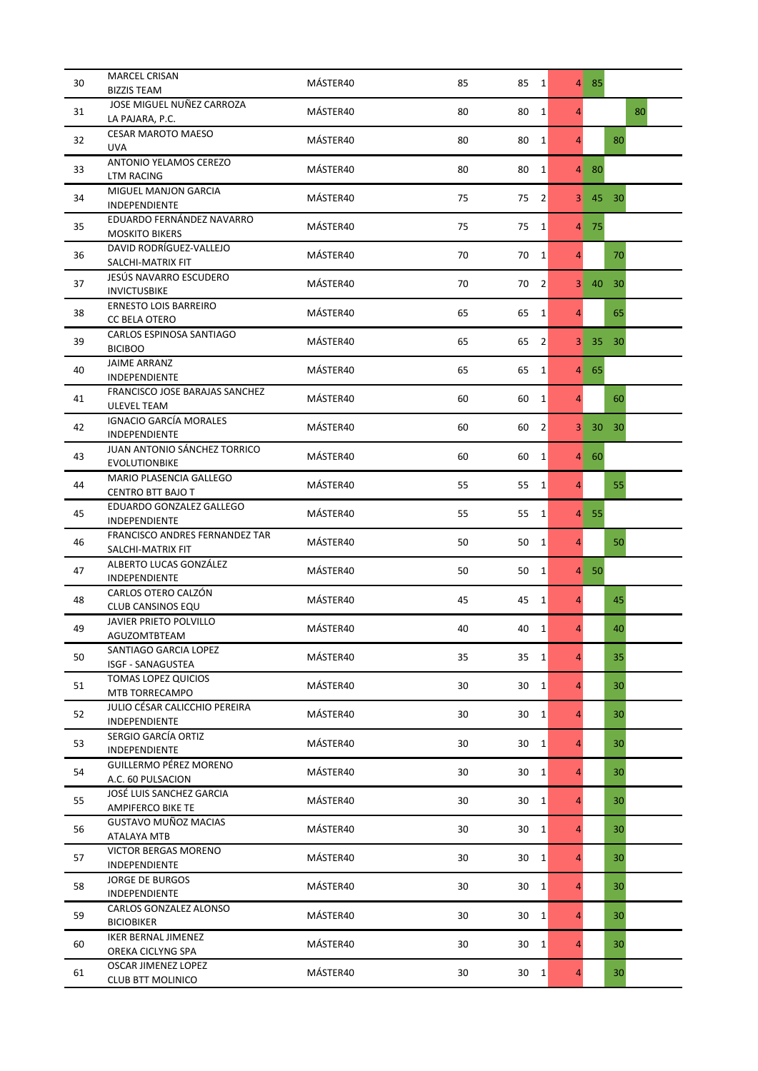| | | | | | | | | | |
|---|---|---|---|---|---|---|---|---|---|
| 30 | MARCEL CRISAN<br>BIZZIS TEAM | MÁSTER40 | 85 | 85 | 1 | 4 | 85 | | |
| 31 | JOSE MIGUEL NUÑEZ CARROZA<br>LA PAJARA, P.C. | MÁSTER40 | 80 | 80 | 1 | 4 | | | 80 |
| 32 | CESAR MAROTO MAESO<br>UVA | MÁSTER40 | 80 | 80 | 1 | 4 | | 80 | |
| 33 | ANTONIO YELAMOS CEREZO<br>LTM RACING | MÁSTER40 | 80 | 80 | 1 | 4 | 80 | | |
| 34 | MIGUEL MANJON GARCIA<br>INDEPENDIENTE | MÁSTER40 | 75 | 75 | 2 | 3 | 45 | 30 | |
| 35 | EDUARDO FERNÁNDEZ NAVARRO<br>MOSKITO BIKERS | MÁSTER40 | 75 | 75 | 1 | 4 | 75 | | |
| 36 | DAVID RODRÍGUEZ-VALLEJO<br>SALCHI-MATRIX FIT | MÁSTER40 | 70 | 70 | 1 | 4 | | 70 | |
| 37 | JESÚS NAVARRO ESCUDERO<br>INVICTUSBIKE | MÁSTER40 | 70 | 70 | 2 | 3 | 40 | 30 | |
| 38 | ERNESTO LOIS BARREIRO<br>CC BELA OTERO | MÁSTER40 | 65 | 65 | 1 | 4 | | 65 | |
| 39 | CARLOS ESPINOSA SANTIAGO<br>BICIBOO | MÁSTER40 | 65 | 65 | 2 | 3 | 35 | 30 | |
| 40 | JAIME ARRANZ<br>INDEPENDIENTE | MÁSTER40 | 65 | 65 | 1 | 4 | 65 | | |
| 41 | FRANCISCO JOSE BARAJAS SANCHEZ<br>ULEVEL TEAM | MÁSTER40 | 60 | 60 | 1 | 4 | | 60 | |
| 42 | IGNACIO GARCÍA MORALES<br>INDEPENDIENTE | MÁSTER40 | 60 | 60 | 2 | 3 | 30 | 30 | |
| 43 | JUAN ANTONIO SÁNCHEZ TORRICO<br>EVOLUTIONBIKE | MÁSTER40 | 60 | 60 | 1 | 4 | 60 | | |
| 44 | MARIO PLASENCIA GALLEGO<br>CENTRO BTT BAJO T | MÁSTER40 | 55 | 55 | 1 | 4 | | 55 | |
| 45 | EDUARDO GONZALEZ GALLEGO<br>INDEPENDIENTE | MÁSTER40 | 55 | 55 | 1 | 4 | 55 | | |
| 46 | FRANCISCO ANDRES FERNANDEZ TAR<br>SALCHI-MATRIX FIT | MÁSTER40 | 50 | 50 | 1 | 4 | | 50 | |
| 47 | ALBERTO LUCAS GONZÁLEZ<br>INDEPENDIENTE | MÁSTER40 | 50 | 50 | 1 | 4 | 50 | | |
| 48 | CARLOS OTERO CALZÓN<br>CLUB CANSINOS EQU | MÁSTER40 | 45 | 45 | 1 | 4 | | 45 | |
| 49 | JAVIER PRIETO POLVILLO<br>AGUZOMTBTEAM | MÁSTER40 | 40 | 40 | 1 | 4 | | 40 | |
| 50 | SANTIAGO GARCIA LOPEZ<br>ISGF - SANAGUSTEA | MÁSTER40 | 35 | 35 | 1 | 4 | | 35 | |
| 51 | TOMAS LOPEZ QUICIOS<br>MTB TORRECAMPO | MÁSTER40 | 30 | 30 | 1 | 4 | | 30 | |
| 52 | JULIO CÉSAR CALICCHIO PEREIRA<br>INDEPENDIENTE | MÁSTER40 | 30 | 30 | 1 | 4 | | 30 | |
| 53 | SERGIO GARCÍA ORTIZ<br>INDEPENDIENTE | MÁSTER40 | 30 | 30 | 1 | 4 | | 30 | |
| 54 | GUILLERMO PÉREZ MORENO<br>A.C. 60 PULSACION | MÁSTER40 | 30 | 30 | 1 | 4 | | 30 | |
| 55 | JOSÉ LUIS SANCHEZ GARCIA<br>AMPIFERCO BIKE TE | MÁSTER40 | 30 | 30 | 1 | 4 | | 30 | |
| 56 | GUSTAVO MUÑOZ MACIAS<br>ATALAYA MTB | MÁSTER40 | 30 | 30 | 1 | 4 | | 30 | |
| 57 | VICTOR BERGAS MORENO<br>INDEPENDIENTE | MÁSTER40 | 30 | 30 | 1 | 4 | | 30 | |
| 58 | JORGE DE BURGOS<br>INDEPENDIENTE | MÁSTER40 | 30 | 30 | 1 | 4 | | 30 | |
| 59 | CARLOS GONZALEZ ALONSO<br>BICIOBIKER | MÁSTER40 | 30 | 30 | 1 | 4 | | 30 | |
| 60 | IKER BERNAL JIMENEZ<br>OREKA CICLYNG SPA | MÁSTER40 | 30 | 30 | 1 | 4 | | 30 | |
| 61 | OSCAR JIMENEZ LOPEZ<br>CLUB BTT MOLINICO | MÁSTER40 | 30 | 30 | 1 | 4 | | 30 | |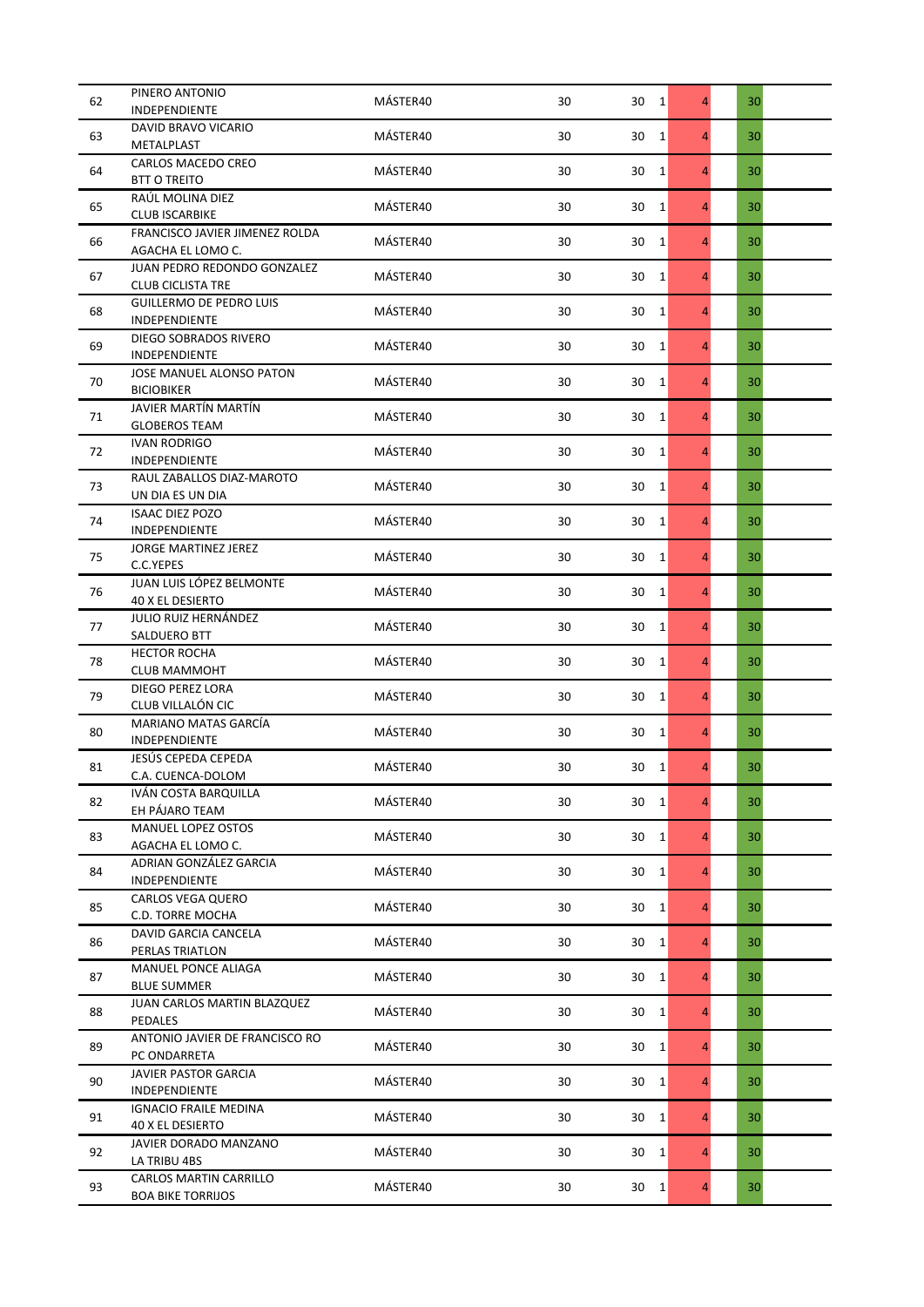| | | | | | | | |
|---|---|---|---|---|---|---|---|
| 62 | PINERO ANTONIO<br>INDEPENDIENTE | MÁSTER40 | 30 | 30 | 1 | 4 | 30 |
| 63 | DAVID BRAVO VICARIO<br>METALPLAST | MÁSTER40 | 30 | 30 | 1 | 4 | 30 |
| 64 | CARLOS MACEDO CREO<br>BTT O TREITO | MÁSTER40 | 30 | 30 | 1 | 4 | 30 |
| 65 | RAÚL MOLINA DIEZ<br>CLUB ISCARBIKE | MÁSTER40 | 30 | 30 | 1 | 4 | 30 |
| 66 | FRANCISCO JAVIER JIMENEZ ROLDA<br>AGACHA EL LOMO C. | MÁSTER40 | 30 | 30 | 1 | 4 | 30 |
| 67 | JUAN PEDRO REDONDO GONZALEZ<br>CLUB CICLISTA TRE | MÁSTER40 | 30 | 30 | 1 | 4 | 30 |
| 68 | GUILLERMO DE PEDRO LUIS<br>INDEPENDIENTE | MÁSTER40 | 30 | 30 | 1 | 4 | 30 |
| 69 | DIEGO SOBRADOS RIVERO<br>INDEPENDIENTE | MÁSTER40 | 30 | 30 | 1 | 4 | 30 |
| 70 | JOSE MANUEL ALONSO PATON<br>BICIOBIKER | MÁSTER40 | 30 | 30 | 1 | 4 | 30 |
| 71 | JAVIER MARTÍN MARTÍN<br>GLOBEROS TEAM | MÁSTER40 | 30 | 30 | 1 | 4 | 30 |
| 72 | IVAN RODRIGO<br>INDEPENDIENTE | MÁSTER40 | 30 | 30 | 1 | 4 | 30 |
| 73 | RAUL ZABALLOS DIAZ-MAROTO<br>UN DIA ES UN DIA | MÁSTER40 | 30 | 30 | 1 | 4 | 30 |
| 74 | ISAAC DIEZ POZO<br>INDEPENDIENTE | MÁSTER40 | 30 | 30 | 1 | 4 | 30 |
| 75 | JORGE MARTINEZ JEREZ<br>C.C.YEPES | MÁSTER40 | 30 | 30 | 1 | 4 | 30 |
| 76 | JUAN LUIS LÓPEZ BELMONTE<br>40 X EL DESIERTO | MÁSTER40 | 30 | 30 | 1 | 4 | 30 |
| 77 | JULIO RUIZ HERNÁNDEZ<br>SALDUERO BTT | MÁSTER40 | 30 | 30 | 1 | 4 | 30 |
| 78 | HECTOR ROCHA<br>CLUB MAMMOHT | MÁSTER40 | 30 | 30 | 1 | 4 | 30 |
| 79 | DIEGO PEREZ LORA<br>CLUB VILLALÓN CIC | MÁSTER40 | 30 | 30 | 1 | 4 | 30 |
| 80 | MARIANO MATAS GARCÍA<br>INDEPENDIENTE | MÁSTER40 | 30 | 30 | 1 | 4 | 30 |
| 81 | JESÚS CEPEDA CEPEDA<br>C.A. CUENCA-DOLOM | MÁSTER40 | 30 | 30 | 1 | 4 | 30 |
| 82 | IVÁN COSTA BARQUILLA<br>EH PÁJARO TEAM | MÁSTER40 | 30 | 30 | 1 | 4 | 30 |
| 83 | MANUEL LOPEZ OSTOS<br>AGACHA EL LOMO C. | MÁSTER40 | 30 | 30 | 1 | 4 | 30 |
| 84 | ADRIAN GONZÁLEZ GARCIA<br>INDEPENDIENTE | MÁSTER40 | 30 | 30 | 1 | 4 | 30 |
| 85 | CARLOS VEGA QUERO<br>C.D. TORRE MOCHA | MÁSTER40 | 30 | 30 | 1 | 4 | 30 |
| 86 | DAVID GARCIA CANCELA<br>PERLAS TRIATLON | MÁSTER40 | 30 | 30 | 1 | 4 | 30 |
| 87 | MANUEL PONCE ALIAGA<br>BLUE SUMMER | MÁSTER40 | 30 | 30 | 1 | 4 | 30 |
| 88 | JUAN CARLOS MARTIN BLAZQUEZ<br>PEDALES | MÁSTER40 | 30 | 30 | 1 | 4 | 30 |
| 89 | ANTONIO JAVIER DE FRANCISCO RO<br>PC ONDARRETA | MÁSTER40 | 30 | 30 | 1 | 4 | 30 |
| 90 | JAVIER PASTOR GARCIA<br>INDEPENDIENTE | MÁSTER40 | 30 | 30 | 1 | 4 | 30 |
| 91 | IGNACIO FRAILE MEDINA<br>40 X EL DESIERTO | MÁSTER40 | 30 | 30 | 1 | 4 | 30 |
| 92 | JAVIER DORADO MANZANO<br>LA TRIBU 4BS | MÁSTER40 | 30 | 30 | 1 | 4 | 30 |
| 93 | CARLOS MARTIN CARRILLO<br>BOA BIKE TORRIJOS | MÁSTER40 | 30 | 30 | 1 | 4 | 30 |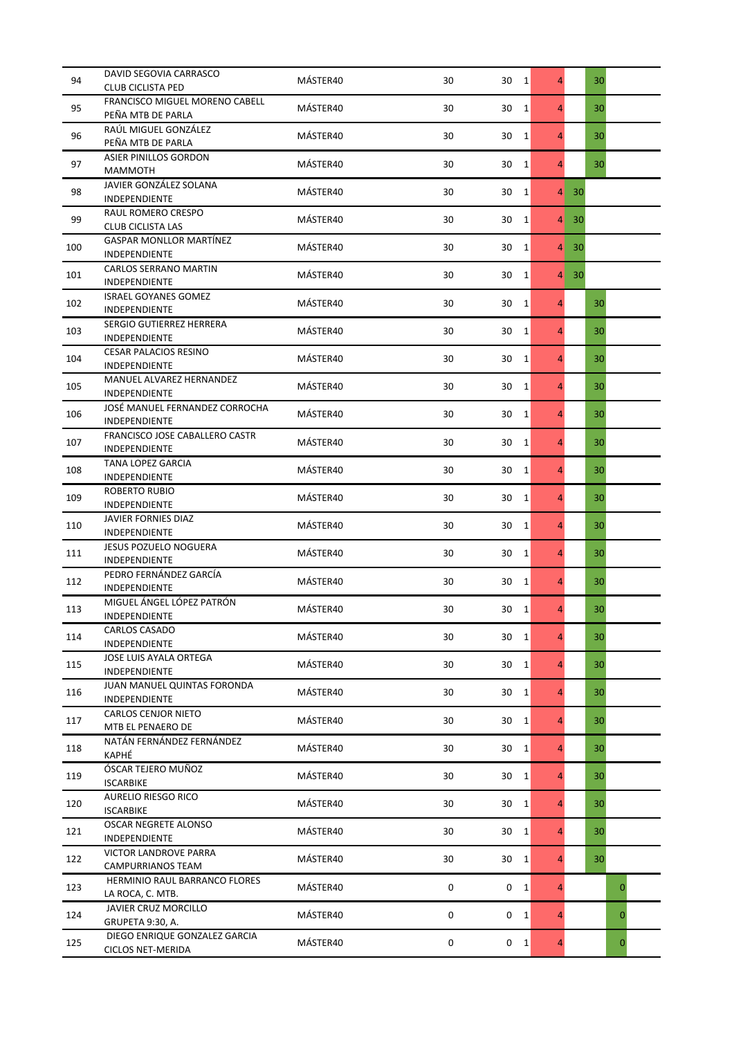| | | | | | | | | | |
|---|---|---|---|---|---|---|---|---|---|
| 94 | DAVID SEGOVIA CARRASCO<br>CLUB CICLISTA PED | MÁSTER40 | 30 | 30 | 1 | 4 | | 30 | |
| 95 | FRANCISCO MIGUEL MORENO CABELL<br>PEÑA MTB DE PARLA | MÁSTER40 | 30 | 30 | 1 | 4 | | 30 | |
| 96 | RAÚL MIGUEL GONZÁLEZ<br>PEÑA MTB DE PARLA | MÁSTER40 | 30 | 30 | 1 | 4 | | 30 | |
| 97 | ASIER PINILLOS GORDON<br>MAMMOTH | MÁSTER40 | 30 | 30 | 1 | 4 | | 30 | |
| 98 | JAVIER GONZÁLEZ SOLANA<br>INDEPENDIENTE | MÁSTER40 | 30 | 30 | 1 | 4 | 30 | | |
| 99 | RAUL ROMERO CRESPO<br>CLUB CICLISTA LAS | MÁSTER40 | 30 | 30 | 1 | 4 | 30 | | |
| 100 | GASPAR MONLLOR MARTÍNEZ<br>INDEPENDIENTE | MÁSTER40 | 30 | 30 | 1 | 4 | 30 | | |
| 101 | CARLOS SERRANO MARTIN<br>INDEPENDIENTE | MÁSTER40 | 30 | 30 | 1 | 4 | 30 | | |
| 102 | ISRAEL GOYANES GOMEZ<br>INDEPENDIENTE | MÁSTER40 | 30 | 30 | 1 | 4 | | 30 | |
| 103 | SERGIO GUTIERREZ HERRERA<br>INDEPENDIENTE | MÁSTER40 | 30 | 30 | 1 | 4 | | 30 | |
| 104 | CESAR PALACIOS RESINO<br>INDEPENDIENTE | MÁSTER40 | 30 | 30 | 1 | 4 | | 30 | |
| 105 | MANUEL ALVAREZ HERNANDEZ<br>INDEPENDIENTE | MÁSTER40 | 30 | 30 | 1 | 4 | | 30 | |
| 106 | JOSÉ MANUEL FERNANDEZ CORROCHA<br>INDEPENDIENTE | MÁSTER40 | 30 | 30 | 1 | 4 | | 30 | |
| 107 | FRANCISCO JOSE CABALLERO CASTR<br>INDEPENDIENTE | MÁSTER40 | 30 | 30 | 1 | 4 | | 30 | |
| 108 | TANA LOPEZ GARCIA<br>INDEPENDIENTE | MÁSTER40 | 30 | 30 | 1 | 4 | | 30 | |
| 109 | ROBERTO RUBIO<br>INDEPENDIENTE | MÁSTER40 | 30 | 30 | 1 | 4 | | 30 | |
| 110 | JAVIER FORNIES DIAZ<br>INDEPENDIENTE | MÁSTER40 | 30 | 30 | 1 | 4 | | 30 | |
| 111 | JESUS POZUELO NOGUERA<br>INDEPENDIENTE | MÁSTER40 | 30 | 30 | 1 | 4 | | 30 | |
| 112 | PEDRO FERNÁNDEZ GARCÍA<br>INDEPENDIENTE | MÁSTER40 | 30 | 30 | 1 | 4 | | 30 | |
| 113 | MIGUEL ÁNGEL LÓPEZ PATRÓN<br>INDEPENDIENTE | MÁSTER40 | 30 | 30 | 1 | 4 | | 30 | |
| 114 | CARLOS CASADO<br>INDEPENDIENTE | MÁSTER40 | 30 | 30 | 1 | 4 | | 30 | |
| 115 | JOSE LUIS AYALA ORTEGA<br>INDEPENDIENTE | MÁSTER40 | 30 | 30 | 1 | 4 | | 30 | |
| 116 | JUAN MANUEL QUINTAS FORONDA<br>INDEPENDIENTE | MÁSTER40 | 30 | 30 | 1 | 4 | | 30 | |
| 117 | CARLOS CENJOR NIETO<br>MTB EL PENAERO DE | MÁSTER40 | 30 | 30 | 1 | 4 | | 30 | |
| 118 | NATÁN FERNÁNDEZ FERNÁNDEZ<br>KAPHÉ | MÁSTER40 | 30 | 30 | 1 | 4 | | 30 | |
| 119 | ÓSCAR TEJERO MUÑOZ<br>ISCARBIKE | MÁSTER40 | 30 | 30 | 1 | 4 | | 30 | |
| 120 | AURELIO RIESGO RICO<br>ISCARBIKE | MÁSTER40 | 30 | 30 | 1 | 4 | | 30 | |
| 121 | OSCAR NEGRETE ALONSO<br>INDEPENDIENTE | MÁSTER40 | 30 | 30 | 1 | 4 | | 30 | |
| 122 | VICTOR LANDROVE PARRA<br>CAMPURRIANOS TEAM | MÁSTER40 | 30 | 30 | 1 | 4 | | 30 | |
| 123 | HERMINIO RAUL BARRANCO FLORES<br>LA ROCA, C. MTB. | MÁSTER40 | 0 | 0 | 1 | 4 | | | 0 |
| 124 | JAVIER CRUZ MORCILLO<br>GRUPETA 9:30, A. | MÁSTER40 | 0 | 0 | 1 | 4 | | | 0 |
| 125 | DIEGO ENRIQUE GONZALEZ GARCIA<br>CICLOS NET-MERIDA | MÁSTER40 | 0 | 0 | 1 | 4 | | | 0 |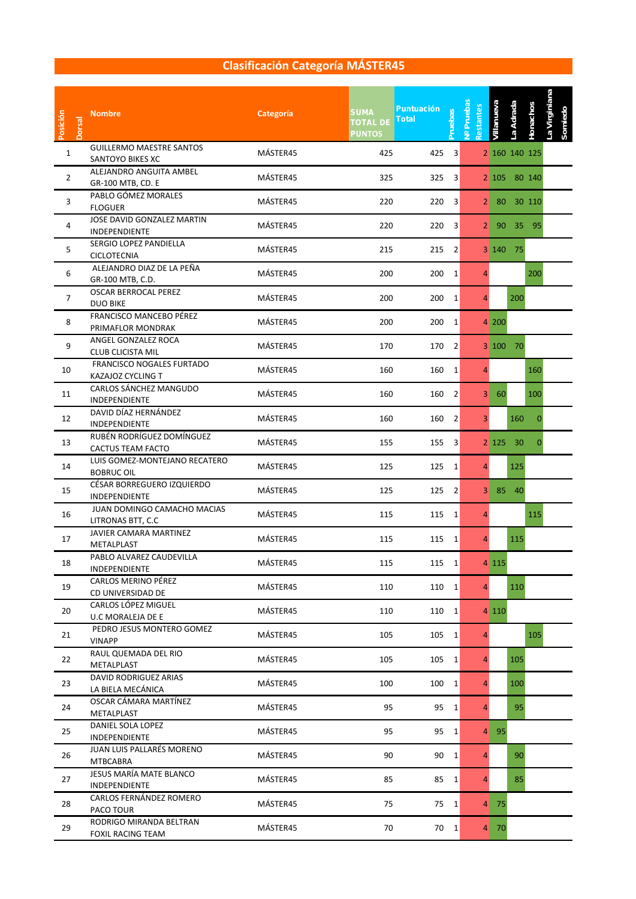# Clasificación Categoría MÁSTER45

| Posición | Dorsal | Nombre | Categoría | SUMA TOTAL DE PUNTOS | Puntuación Total | Pruebas | Nº Pruebas Restantes | Villanueva | La Adrada | Honachos | La Virginiana | Somiedo |
|---|---|---|---|---|---|---|---|---|---|---|---|---|
| 1 | | GUILLERMO MAESTRE SANTOS<br>SANTOYO BIKES XC | MÁSTER45 | 425 | 425 | 3 | 2 | 160 | 140 | 125 | | |
| 2 | | ALEJANDRO ANGUITA AMBEL<br>GR-100 MTB, CD. E | MÁSTER45 | 325 | 325 | 3 | 2 | 105 | 80 | 140 | | |
| 3 | | PABLO GÓMEZ MORALES<br>FLOGUER | MÁSTER45 | 220 | 220 | 3 | 2 | 80 | 30 | 110 | | |
| 4 | | JOSE DAVID GONZALEZ MARTIN<br>INDEPENDIENTE | MÁSTER45 | 220 | 220 | 3 | 2 | 90 | 35 | 95 | | |
| 5 | | SERGIO LOPEZ PANDIELLA<br>CICLOTECNIA | MÁSTER45 | 215 | 215 | 2 | 3 | 140 | 75 | | | |
| 6 | | ALEJANDRO DIAZ DE LA PEÑA<br>GR-100 MTB, C.D. | MÁSTER45 | 200 | 200 | 1 | 4 | | | 200 | | |
| 7 | | OSCAR BERROCAL PEREZ<br>DUO BIKE | MÁSTER45 | 200 | 200 | 1 | 4 | | 200 | | | |
| 8 | | FRANCISCO MANCEBO PÉREZ<br>PRIMAFLOR MONDRAK | MÁSTER45 | 200 | 200 | 1 | 4 | 200 | | | | |
| 9 | | ANGEL GONZALEZ ROCA<br>CLUB CLICISTA MIL | MÁSTER45 | 170 | 170 | 2 | 3 | 100 | 70 | | | |
| 10 | | FRANCISCO NOGALES FURTADO<br>KAZAJOZ CYCLING T | MÁSTER45 | 160 | 160 | 1 | 4 | | | 160 | | |
| 11 | | CARLOS SÁNCHEZ MANGUDO<br>INDEPENDIENTE | MÁSTER45 | 160 | 160 | 2 | 3 | 60 | | 100 | | |
| 12 | | DAVID DÍAZ HERNÁNDEZ<br>INDEPENDIENTE | MÁSTER45 | 160 | 160 | 2 | 3 | | 160 | 0 | | |
| 13 | | RUBÉN RODRÍGUEZ DOMÍNGUEZ<br>CACTUS TEAM FACTO | MÁSTER45 | 155 | 155 | 3 | 2 | 125 | 30 | 0 | | |
| 14 | | LUIS GOMEZ-MONTEJANO RECATERO<br>BOBRUC OIL | MÁSTER45 | 125 | 125 | 1 | 4 | | 125 | | | |
| 15 | | CÉSAR BORREGUERO IZQUIERDO<br>INDEPENDIENTE | MÁSTER45 | 125 | 125 | 2 | 3 | 85 | 40 | | | |
| 16 | | JUAN DOMINGO CAMACHO MACIAS<br>LITRONAS BTT, C.C | MÁSTER45 | 115 | 115 | 1 | 4 | | | 115 | | |
| 17 | | JAVIER CAMARA MARTINEZ<br>METALPLAST | MÁSTER45 | 115 | 115 | 1 | 4 | | 115 | | | |
| 18 | | PABLO ALVAREZ CAUDEVILLA<br>INDEPENDIENTE | MÁSTER45 | 115 | 115 | 1 | 4 | 115 | | | | |
| 19 | | CARLOS MERINO PÉREZ<br>CD UNIVERSIDAD DE | MÁSTER45 | 110 | 110 | 1 | 4 | | 110 | | | |
| 20 | | CARLOS LÓPEZ MIGUEL<br>U.C MORALEJA DE E | MÁSTER45 | 110 | 110 | 1 | 4 | 110 | | | | |
| 21 | | PEDRO JESUS MONTERO GOMEZ<br>VINAPP | MÁSTER45 | 105 | 105 | 1 | 4 | | | 105 | | |
| 22 | | RAUL QUEMADA DEL RIO<br>METALPLAST | MÁSTER45 | 105 | 105 | 1 | 4 | | 105 | | | |
| 23 | | DAVID RODRIGUEZ ARIAS<br>LA BIELA MECÁNICA | MÁSTER45 | 100 | 100 | 1 | 4 | | 100 | | | |
| 24 | | OSCAR CÁMARA MARTÍNEZ<br>METALPLAST | MÁSTER45 | 95 | 95 | 1 | 4 | | 95 | | | |
| 25 | | DANIEL SOLA LOPEZ<br>INDEPENDIENTE | MÁSTER45 | 95 | 95 | 1 | 4 | 95 | | | | |
| 26 | | JUAN LUIS PALLARÉS MORENO<br>MTBCABRA | MÁSTER45 | 90 | 90 | 1 | 4 | | 90 | | | |
| 27 | | JESUS MARÍA MATE BLANCO<br>INDEPENDIENTE | MÁSTER45 | 85 | 85 | 1 | 4 | | 85 | | | |
| 28 | | CARLOS FERNÁNDEZ ROMERO<br>PACO TOUR | MÁSTER45 | 75 | 75 | 1 | 4 | 75 | | | | |
| 29 | | RODRIGO MIRANDA BELTRAN<br>FOXIL RACING TEAM | MÁSTER45 | 70 | 70 | 1 | 4 | 70 | | | | |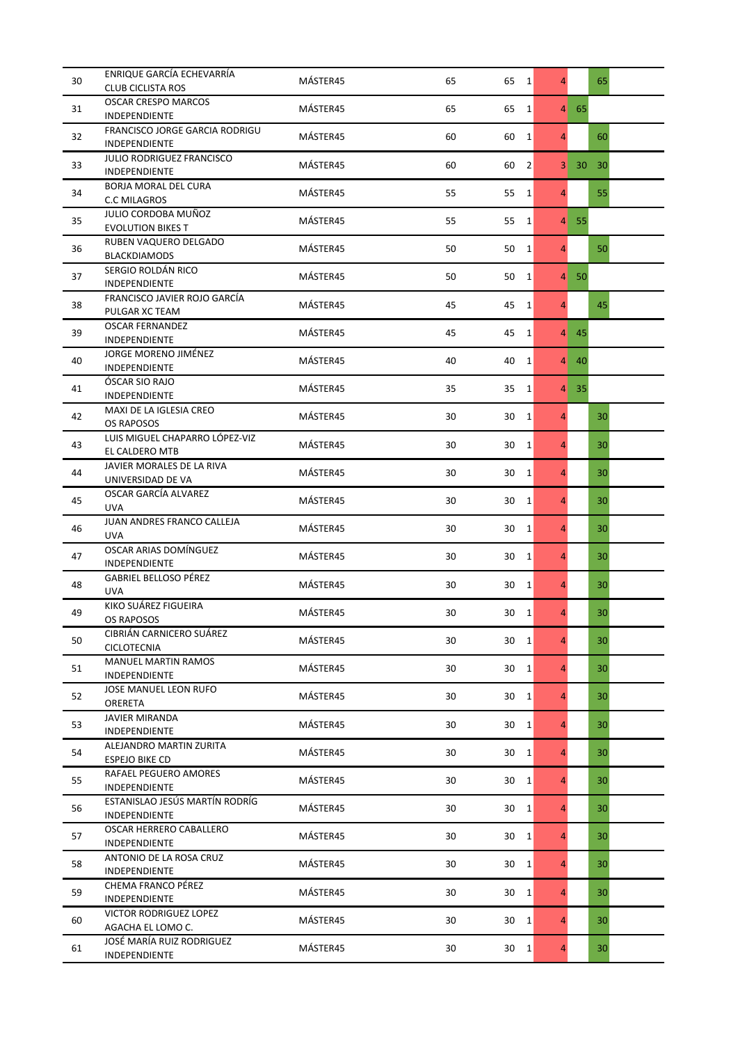| | | | | | | | | |
|---|---|---|---|---|---|---|---|---|
| 30 | ENRIQUE GARCÍA ECHEVARRÍA<br>CLUB CICLISTA ROS | MÁSTER45 | 65 | 65 | 1 | 4 | | 65 |
| 31 | OSCAR CRESPO MARCOS<br>INDEPENDIENTE | MÁSTER45 | 65 | 65 | 1 | 4 | 65 | |
| 32 | FRANCISCO JORGE GARCIA RODRIGU<br>INDEPENDIENTE | MÁSTER45 | 60 | 60 | 1 | 4 | | 60 |
| 33 | JULIO RODRIGUEZ FRANCISCO<br>INDEPENDIENTE | MÁSTER45 | 60 | 60 | 2 | 3 | 30 | 30 |
| 34 | BORJA MORAL DEL CURA<br>C.C MILAGROS | MÁSTER45 | 55 | 55 | 1 | 4 | | 55 |
| 35 | JULIO CORDOBA MUÑOZ<br>EVOLUTION BIKES T | MÁSTER45 | 55 | 55 | 1 | 4 | 55 | |
| 36 | RUBEN VAQUERO DELGADO<br>BLACKDIAMODS | MÁSTER45 | 50 | 50 | 1 | 4 | | 50 |
| 37 | SERGIO ROLDÁN RICO<br>INDEPENDIENTE | MÁSTER45 | 50 | 50 | 1 | 4 | 50 | |
| 38 | FRANCISCO JAVIER ROJO GARCÍA<br>PULGAR XC TEAM | MÁSTER45 | 45 | 45 | 1 | 4 | | 45 |
| 39 | OSCAR FERNANDEZ<br>INDEPENDIENTE | MÁSTER45 | 45 | 45 | 1 | 4 | 45 | |
| 40 | JORGE MORENO JIMÉNEZ<br>INDEPENDIENTE | MÁSTER45 | 40 | 40 | 1 | 4 | 40 | |
| 41 | ÓSCAR SIO RAJO<br>INDEPENDIENTE | MÁSTER45 | 35 | 35 | 1 | 4 | 35 | |
| 42 | MAXI DE LA IGLESIA CREO<br>OS RAPOSOS | MÁSTER45 | 30 | 30 | 1 | 4 | | 30 |
| 43 | LUIS MIGUEL CHAPARRO LÓPEZ-VIZ<br>EL CALDERO MTB | MÁSTER45 | 30 | 30 | 1 | 4 | | 30 |
| 44 | JAVIER MORALES DE LA RIVA<br>UNIVERSIDAD DE VA | MÁSTER45 | 30 | 30 | 1 | 4 | | 30 |
| 45 | OSCAR GARCÍA ALVAREZ<br>UVA | MÁSTER45 | 30 | 30 | 1 | 4 | | 30 |
| 46 | JUAN ANDRES FRANCO CALLEJA<br>UVA | MÁSTER45 | 30 | 30 | 1 | 4 | | 30 |
| 47 | OSCAR ARIAS DOMÍNGUEZ<br>INDEPENDIENTE | MÁSTER45 | 30 | 30 | 1 | 4 | | 30 |
| 48 | GABRIEL BELLOSO PÉREZ<br>UVA | MÁSTER45 | 30 | 30 | 1 | 4 | | 30 |
| 49 | KIKO SUÁREZ FIGUEIRA<br>OS RAPOSOS | MÁSTER45 | 30 | 30 | 1 | 4 | | 30 |
| 50 | CIBRIÁN CARNICERO SUÁREZ<br>CICLOTECNIA | MÁSTER45 | 30 | 30 | 1 | 4 | | 30 |
| 51 | MANUEL MARTIN RAMOS<br>INDEPENDIENTE | MÁSTER45 | 30 | 30 | 1 | 4 | | 30 |
| 52 | JOSE MANUEL LEON RUFO<br>ORERETA | MÁSTER45 | 30 | 30 | 1 | 4 | | 30 |
| 53 | JAVIER MIRANDA<br>INDEPENDIENTE | MÁSTER45 | 30 | 30 | 1 | 4 | | 30 |
| 54 | ALEJANDRO MARTIN ZURITA<br>ESPEJO BIKE CD | MÁSTER45 | 30 | 30 | 1 | 4 | | 30 |
| 55 | RAFAEL PEGUERO AMORES<br>INDEPENDIENTE | MÁSTER45 | 30 | 30 | 1 | 4 | | 30 |
| 56 | ESTANISLAO JESÚS MARTÍN RODRÍG<br>INDEPENDIENTE | MÁSTER45 | 30 | 30 | 1 | 4 | | 30 |
| 57 | OSCAR HERRERO CABALLERO<br>INDEPENDIENTE | MÁSTER45 | 30 | 30 | 1 | 4 | | 30 |
| 58 | ANTONIO DE LA ROSA CRUZ<br>INDEPENDIENTE | MÁSTER45 | 30 | 30 | 1 | 4 | | 30 |
| 59 | CHEMA FRANCO PÉREZ<br>INDEPENDIENTE | MÁSTER45 | 30 | 30 | 1 | 4 | | 30 |
| 60 | VICTOR RODRIGUEZ LOPEZ<br>AGACHA EL LOMO C. | MÁSTER45 | 30 | 30 | 1 | 4 | | 30 |
| 61 | JOSÉ MARÍA RUIZ RODRIGUEZ<br>INDEPENDIENTE | MÁSTER45 | 30 | 30 | 1 | 4 | | 30 |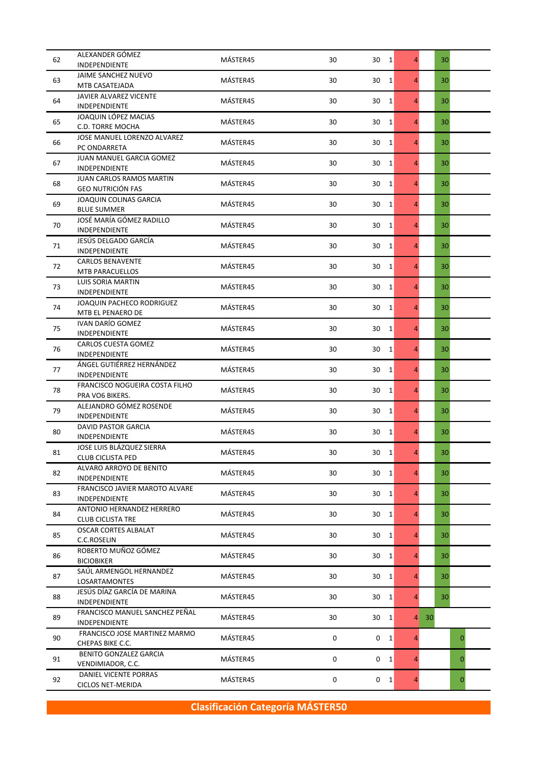| | | | | | | | | | |
|---|---|---|---|---|---|---|---|---|---|
| 62 | ALEXANDER GÓMEZ<br>INDEPENDIENTE | MÁSTER45 | 30 | 30 | 1 | 4 | | 30 | |
| 63 | JAIME SANCHEZ NUEVO<br>MTB CASATEJADA | MÁSTER45 | 30 | 30 | 1 | 4 | | 30 | |
| 64 | JAVIER ALVAREZ VICENTE<br>INDEPENDIENTE | MÁSTER45 | 30 | 30 | 1 | 4 | | 30 | |
| 65 | JOAQUIN LÓPEZ MACIAS<br>C.D. TORRE MOCHA | MÁSTER45 | 30 | 30 | 1 | 4 | | 30 | |
| 66 | JOSE MANUEL LORENZO ALVAREZ<br>PC ONDARRETA | MÁSTER45 | 30 | 30 | 1 | 4 | | 30 | |
| 67 | JUAN MANUEL GARCIA GOMEZ<br>INDEPENDIENTE | MÁSTER45 | 30 | 30 | 1 | 4 | | 30 | |
| 68 | JUAN CARLOS RAMOS MARTIN<br>GEO NUTRICIÓN FAS | MÁSTER45 | 30 | 30 | 1 | 4 | | 30 | |
| 69 | JOAQUIN COLINAS GARCIA<br>BLUE SUMMER | MÁSTER45 | 30 | 30 | 1 | 4 | | 30 | |
| 70 | JOSÉ MARÍA GÓMEZ RADILLO<br>INDEPENDIENTE | MÁSTER45 | 30 | 30 | 1 | 4 | | 30 | |
| 71 | JESÚS DELGADO GARCÍA<br>INDEPENDIENTE | MÁSTER45 | 30 | 30 | 1 | 4 | | 30 | |
| 72 | CARLOS BENAVENTE<br>MTB PARACUELLOS | MÁSTER45 | 30 | 30 | 1 | 4 | | 30 | |
| 73 | LUIS SORIA MARTIN<br>INDEPENDIENTE | MÁSTER45 | 30 | 30 | 1 | 4 | | 30 | |
| 74 | JOAQUIN PACHECO RODRIGUEZ<br>MTB EL PENAERO DE | MÁSTER45 | 30 | 30 | 1 | 4 | | 30 | |
| 75 | IVAN DARÍO GOMEZ<br>INDEPENDIENTE | MÁSTER45 | 30 | 30 | 1 | 4 | | 30 | |
| 76 | CARLOS CUESTA GOMEZ<br>INDEPENDIENTE | MÁSTER45 | 30 | 30 | 1 | 4 | | 30 | |
| 77 | ÁNGEL GUTIÉRREZ HERNÁNDEZ<br>INDEPENDIENTE | MÁSTER45 | 30 | 30 | 1 | 4 | | 30 | |
| 78 | FRANCISCO NOGUEIRA COSTA FILHO<br>PRA VO6 BIKERS. | MÁSTER45 | 30 | 30 | 1 | 4 | | 30 | |
| 79 | ALEJANDRO GÓMEZ ROSENDE<br>INDEPENDIENTE | MÁSTER45 | 30 | 30 | 1 | 4 | | 30 | |
| 80 | DAVID PASTOR GARCIA<br>INDEPENDIENTE | MÁSTER45 | 30 | 30 | 1 | 4 | | 30 | |
| 81 | JOSE LUIS BLÁZQUEZ SIERRA<br>CLUB CICLISTA PED | MÁSTER45 | 30 | 30 | 1 | 4 | | 30 | |
| 82 | ALVARO ARROYO DE BENITO<br>INDEPENDIENTE | MÁSTER45 | 30 | 30 | 1 | 4 | | 30 | |
| 83 | FRANCISCO JAVIER MAROTO ALVARE<br>INDEPENDIENTE | MÁSTER45 | 30 | 30 | 1 | 4 | | 30 | |
| 84 | ANTONIO HERNANDEZ HERRERO<br>CLUB CICLISTA TRE | MÁSTER45 | 30 | 30 | 1 | 4 | | 30 | |
| 85 | OSCAR CORTES ALBALAT<br>C.C.ROSELIN | MÁSTER45 | 30 | 30 | 1 | 4 | | 30 | |
| 86 | ROBERTO MUÑOZ GÓMEZ<br>BICIOBIKER | MÁSTER45 | 30 | 30 | 1 | 4 | | 30 | |
| 87 | SAÚL ARMENGOL HERNANDEZ<br>LOSARTAMONTES | MÁSTER45 | 30 | 30 | 1 | 4 | | 30 | |
| 88 | JESÚS DÍAZ GARCÍA DE MARINA<br>INDEPENDIENTE | MÁSTER45 | 30 | 30 | 1 | 4 | | 30 | |
| 89 | FRANCISCO MANUEL SANCHEZ PEÑAL<br>INDEPENDIENTE | MÁSTER45 | 30 | 30 | 1 | 4 | 30 | | |
| 90 | FRANCISCO JOSE MARTINEZ MARMO<br>CHEPAS BIKE C.C. | MÁSTER45 | 0 | 0 | 1 | 4 | | | 0 |
| 91 | BENITO GONZALEZ GARCIA<br>VENDIMIADOR, C.C. | MÁSTER45 | 0 | 0 | 1 | 4 | | | 0 |
| 92 | DANIEL VICENTE PORRAS<br>CICLOS NET-MERIDA | MÁSTER45 | 0 | 0 | 1 | 4 | | | 0 |

## Clasificación Categoría MÁSTER50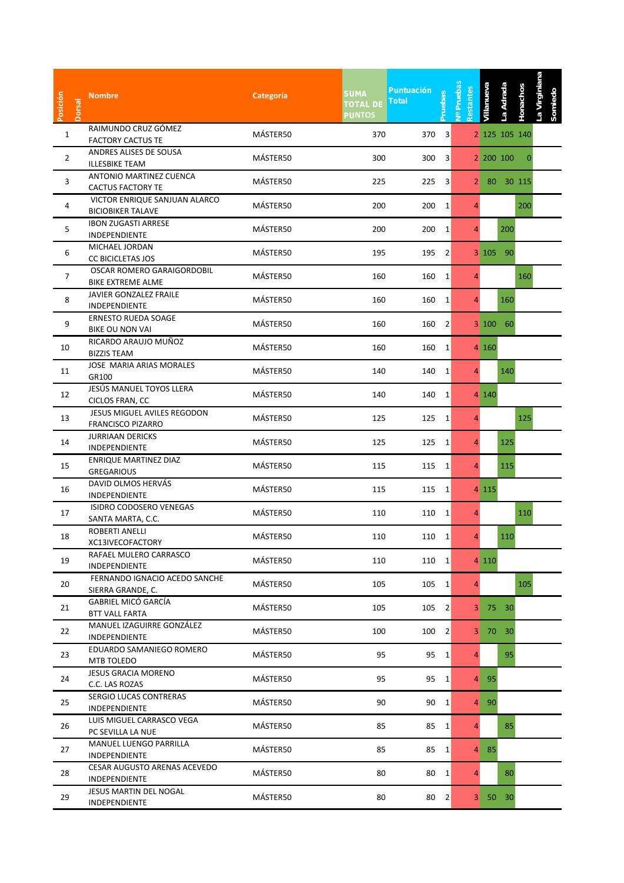| Posición | Dorsal | Nombre | Categoría | SUMA TOTAL DE PUNTOS | Puntuación Total | Pruebas | Nº Pruebas Restantes | Villanueva | La Adrada | Honachos | La Virginiana | Somiedo |
|---|---|---|---|---|---|---|---|---|---|---|---|---|
| 1 | | RAIMUNDO CRUZ GÓMEZ<br>FACTORY CACTUS TE | MÁSTER50 | 370 | 370 | 3 | 2 | 125 | 105 | 140 | | |
| 2 | | ANDRES ALISES DE SOUSA<br>ILLESBIKE TEAM | MÁSTER50 | 300 | 300 | 3 | 2 | 200 | 100 | 0 | | |
| 3 | | ANTONIO MARTINEZ CUENCA<br>CACTUS FACTORY TE | MÁSTER50 | 225 | 225 | 3 | 2 | 80 | 30 | 115 | | |
| 4 | | VICTOR ENRIQUE SANJUAN ALARCO<br>BICIOBIKER TALAVE | MÁSTER50 | 200 | 200 | 1 | 4 | | | 200 | | |
| 5 | | IBON ZUGASTI ARRESE<br>INDEPENDIENTE | MÁSTER50 | 200 | 200 | 1 | 4 | | 200 | | | |
| 6 | | MICHAEL JORDAN<br>CC BICICLETAS JOS | MÁSTER50 | 195 | 195 | 2 | 3 | 105 | 90 | | | |
| 7 | | OSCAR ROMERO GARAIGORDOBIL<br>BIKE EXTREME ALME | MÁSTER50 | 160 | 160 | 1 | 4 | | | 160 | | |
| 8 | | JAVIER GONZALEZ FRAILE<br>INDEPENDIENTE | MÁSTER50 | 160 | 160 | 1 | 4 | | 160 | | | |
| 9 | | ERNESTO RUEDA SOAGE<br>BIKE OU NON VAI | MÁSTER50 | 160 | 160 | 2 | 3 | 100 | 60 | | | |
| 10 | | RICARDO ARAUJO MUÑOZ<br>BIZZIS TEAM | MÁSTER50 | 160 | 160 | 1 | 4 | 160 | | | | |
| 11 | | JOSE MARIA ARIAS MORALES<br>GR100 | MÁSTER50 | 140 | 140 | 1 | 4 | | 140 | | | |
| 12 | | JESÚS MANUEL TOYOS LLERA<br>CICLOS FRAN, CC | MÁSTER50 | 140 | 140 | 1 | 4 | 140 | | | | |
| 13 | | JESUS MIGUEL AVILES REGODON<br>FRANCISCO PIZARRO | MÁSTER50 | 125 | 125 | 1 | 4 | | | 125 | | |
| 14 | | JURRIAAN DERICKS<br>INDEPENDIENTE | MÁSTER50 | 125 | 125 | 1 | 4 | | 125 | | | |
| 15 | | ENRIQUE MARTINEZ DIAZ<br>GREGARIOUS | MÁSTER50 | 115 | 115 | 1 | 4 | | 115 | | | |
| 16 | | DAVID OLMOS HERVÁS<br>INDEPENDIENTE | MÁSTER50 | 115 | 115 | 1 | 4 | 115 | | | | |
| 17 | | ISIDRO CODOSERO VENEGAS<br>SANTA MARTA, C.C. | MÁSTER50 | 110 | 110 | 1 | 4 | | | 110 | | |
| 18 | | ROBERTI ANELLI<br>XC13IVECOFACTORY | MÁSTER50 | 110 | 110 | 1 | 4 | | 110 | | | |
| 19 | | RAFAEL MULERO CARRASCO<br>INDEPENDIENTE | MÁSTER50 | 110 | 110 | 1 | 4 | 110 | | | | |
| 20 | | FERNANDO IGNACIO ACEDO SANCHE<br>SIERRA GRANDE, C. | MÁSTER50 | 105 | 105 | 1 | 4 | | | 105 | | |
| 21 | | GABRIEL MICÓ GARCÍA<br>BTT VALL FARTA | MÁSTER50 | 105 | 105 | 2 | 3 | 75 | 30 | | | |
| 22 | | MANUEL IZAGUIRRE GONZÁLEZ<br>INDEPENDIENTE | MÁSTER50 | 100 | 100 | 2 | 3 | 70 | 30 | | | |
| 23 | | EDUARDO SAMANIEGO ROMERO<br>MTB TOLEDO | MÁSTER50 | 95 | 95 | 1 | 4 | | 95 | | | |
| 24 | | JESUS GRACIA MORENO<br>C.C. LAS ROZAS | MÁSTER50 | 95 | 95 | 1 | 4 | 95 | | | | |
| 25 | | SERGIO LUCAS CONTRERAS<br>INDEPENDIENTE | MÁSTER50 | 90 | 90 | 1 | 4 | 90 | | | | |
| 26 | | LUIS MIGUEL CARRASCO VEGA<br>PC SEVILLA LA NUE | MÁSTER50 | 85 | 85 | 1 | 4 | | 85 | | | |
| 27 | | MANUEL LUENGO PARRILLA<br>INDEPENDIENTE | MÁSTER50 | 85 | 85 | 1 | 4 | 85 | | | | |
| 28 | | CESAR AUGUSTO ARENAS ACEVEDO<br>INDEPENDIENTE | MÁSTER50 | 80 | 80 | 1 | 4 | | 80 | | | |
| 29 | | JESUS MARTIN DEL NOGAL<br>INDEPENDIENTE | MÁSTER50 | 80 | 80 | 2 | 3 | 50 | 30 | | | |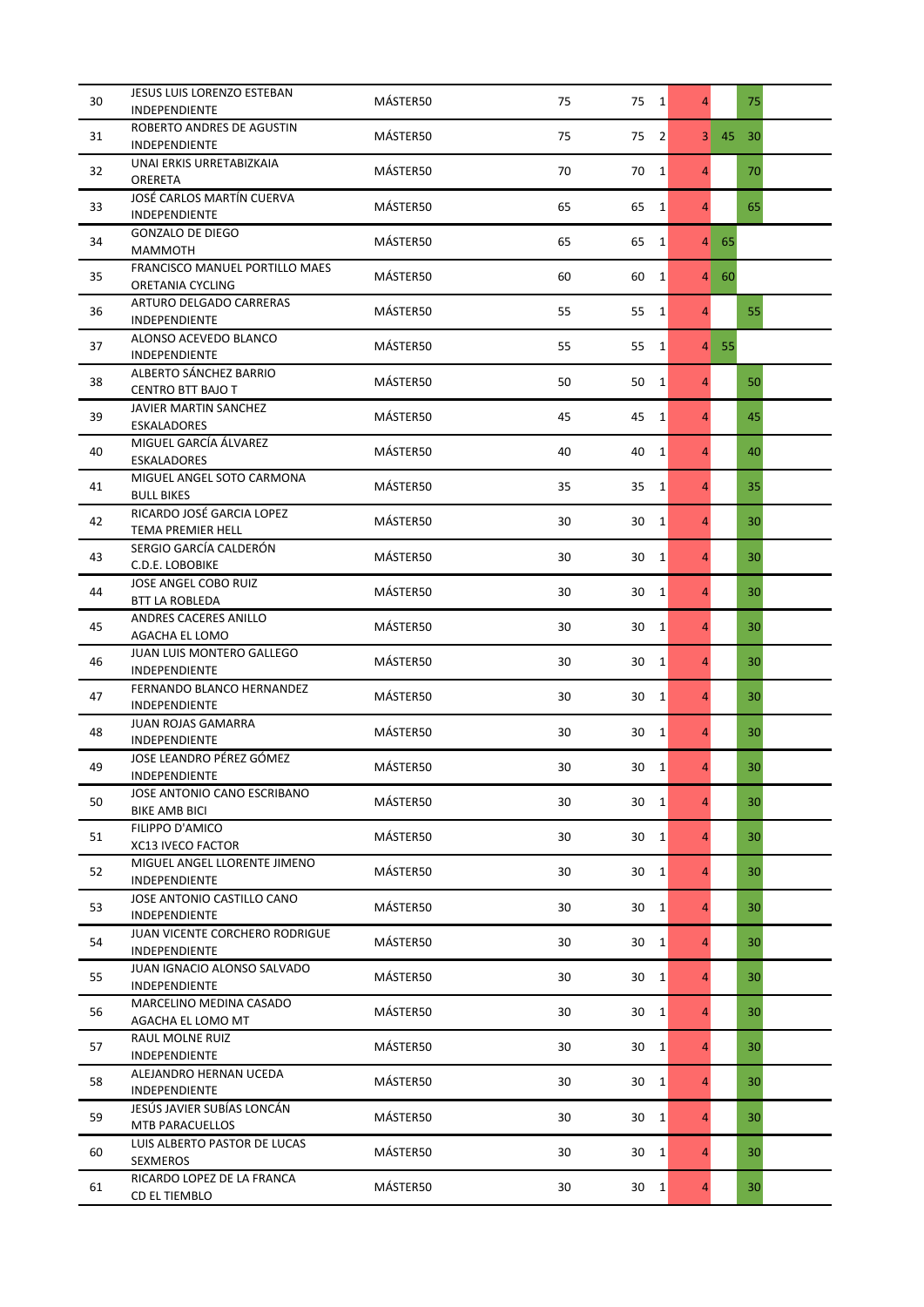| | | | | | | | | |
|---|---|---|---|---|---|---|---|---|
| 30 | JESUS LUIS LORENZO ESTEBAN<br>INDEPENDIENTE | MÁSTER50 | 75 | 75 | 1 | 4 | | 75 |
| 31 | ROBERTO ANDRES DE AGUSTIN<br>INDEPENDIENTE | MÁSTER50 | 75 | 75 | 2 | 3 | 45 | 30 |
| 32 | UNAI ERKIS URRETABIZKAIA<br>ORERETA | MÁSTER50 | 70 | 70 | 1 | 4 | | 70 |
| 33 | JOSÉ CARLOS MARTÍN CUERVA<br>INDEPENDIENTE | MÁSTER50 | 65 | 65 | 1 | 4 | | 65 |
| 34 | GONZALO DE DIEGO<br>MAMMOTH | MÁSTER50 | 65 | 65 | 1 | 4 | 65 | |
| 35 | FRANCISCO MANUEL PORTILLO MAES<br>ORETANIA CYCLING | MÁSTER50 | 60 | 60 | 1 | 4 | 60 | |
| 36 | ARTURO DELGADO CARRERAS<br>INDEPENDIENTE | MÁSTER50 | 55 | 55 | 1 | 4 | | 55 |
| 37 | ALONSO ACEVEDO BLANCO<br>INDEPENDIENTE | MÁSTER50 | 55 | 55 | 1 | 4 | 55 | |
| 38 | ALBERTO SÁNCHEZ BARRIO<br>CENTRO BTT BAJO T | MÁSTER50 | 50 | 50 | 1 | 4 | | 50 |
| 39 | JAVIER MARTIN SANCHEZ<br>ESKALADORES | MÁSTER50 | 45 | 45 | 1 | 4 | | 45 |
| 40 | MIGUEL GARCÍA ÁLVAREZ<br>ESKALADORES | MÁSTER50 | 40 | 40 | 1 | 4 | | 40 |
| 41 | MIGUEL ANGEL SOTO CARMONA<br>BULL BIKES | MÁSTER50 | 35 | 35 | 1 | 4 | | 35 |
| 42 | RICARDO JOSÉ GARCIA LOPEZ<br>TEMA PREMIER HELL | MÁSTER50 | 30 | 30 | 1 | 4 | | 30 |
| 43 | SERGIO GARCÍA CALDERÓN<br>C.D.E. LOBOBIKE | MÁSTER50 | 30 | 30 | 1 | 4 | | 30 |
| 44 | JOSE ANGEL COBO RUIZ<br>BTT LA ROBLEDA | MÁSTER50 | 30 | 30 | 1 | 4 | | 30 |
| 45 | ANDRES CACERES ANILLO<br>AGACHA EL LOMO | MÁSTER50 | 30 | 30 | 1 | 4 | | 30 |
| 46 | JUAN LUIS MONTERO GALLEGO<br>INDEPENDIENTE | MÁSTER50 | 30 | 30 | 1 | 4 | | 30 |
| 47 | FERNANDO BLANCO HERNANDEZ<br>INDEPENDIENTE | MÁSTER50 | 30 | 30 | 1 | 4 | | 30 |
| 48 | JUAN ROJAS GAMARRA<br>INDEPENDIENTE | MÁSTER50 | 30 | 30 | 1 | 4 | | 30 |
| 49 | JOSE LEANDRO PÉREZ GÓMEZ<br>INDEPENDIENTE | MÁSTER50 | 30 | 30 | 1 | 4 | | 30 |
| 50 | JOSE ANTONIO CANO ESCRIBANO<br>BIKE AMB BICI | MÁSTER50 | 30 | 30 | 1 | 4 | | 30 |
| 51 | FILIPPO D'AMICO<br>XC13 IVECO FACTOR | MÁSTER50 | 30 | 30 | 1 | 4 | | 30 |
| 52 | MIGUEL ANGEL LLORENTE JIMENO<br>INDEPENDIENTE | MÁSTER50 | 30 | 30 | 1 | 4 | | 30 |
| 53 | JOSE ANTONIO CASTILLO CANO<br>INDEPENDIENTE | MÁSTER50 | 30 | 30 | 1 | 4 | | 30 |
| 54 | JUAN VICENTE CORCHERO RODRIGUE<br>INDEPENDIENTE | MÁSTER50 | 30 | 30 | 1 | 4 | | 30 |
| 55 | JUAN IGNACIO ALONSO SALVADO<br>INDEPENDIENTE | MÁSTER50 | 30 | 30 | 1 | 4 | | 30 |
| 56 | MARCELINO MEDINA CASADO<br>AGACHA EL LOMO MT | MÁSTER50 | 30 | 30 | 1 | 4 | | 30 |
| 57 | RAUL MOLNE RUIZ<br>INDEPENDIENTE | MÁSTER50 | 30 | 30 | 1 | 4 | | 30 |
| 58 | ALEJANDRO HERNAN UCEDA<br>INDEPENDIENTE | MÁSTER50 | 30 | 30 | 1 | 4 | | 30 |
| 59 | JESÚS JAVIER SUBÍAS LONCÁN<br>MTB PARACUELLOS | MÁSTER50 | 30 | 30 | 1 | 4 | | 30 |
| 60 | LUIS ALBERTO PASTOR DE LUCAS<br>SEXMEROS | MÁSTER50 | 30 | 30 | 1 | 4 | | 30 |
| 61 | RICARDO LOPEZ DE LA FRANCA<br>CD EL TIEMBLO | MÁSTER50 | 30 | 30 | 1 | 4 | | 30 |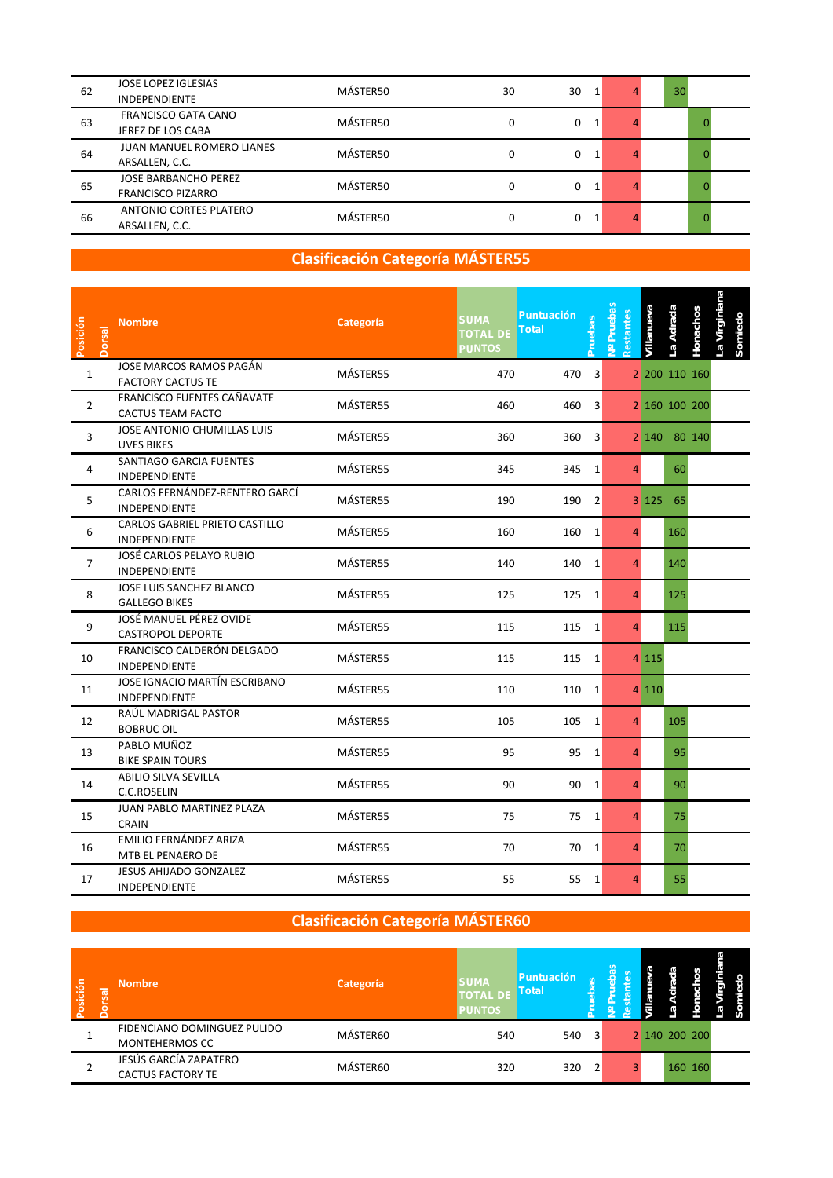| Posición | Dorsal | Nombre | Categoría | SUMA TOTAL DE PUNTOS | Puntuación Total | Pruebas | Nº Pruebas Restantes | Villanueva | La Adrada | Honachos | La Virginiana | Somiedo |
|---|---|---|---|---|---|---|---|---|---|---|---|---|
| 62 | | JOSE LOPEZ IGLESIAS<br>INDEPENDIENTE | MÁSTER50 | 30 | 30 | 1 | 4 | | 30 | | | |
| 63 | | FRANCISCO GATA CANO<br>JEREZ DE LOS CABA | MÁSTER50 | 0 | 0 | 1 | 4 | | | 0 | | |
| 64 | | JUAN MANUEL ROMERO LIANES<br>ARSALLEN, C.C. | MÁSTER50 | 0 | 0 | 1 | 4 | | | 0 | | |
| 65 | | JOSE BARBANCHO PEREZ<br>FRANCISCO PIZARRO | MÁSTER50 | 0 | 0 | 1 | 4 | | | 0 | | |
| 66 | | ANTONIO CORTES PLATERO<br>ARSALLEN, C.C. | MÁSTER50 | 0 | 0 | 1 | 4 | | | 0 | | |

## Clasificación Categoría MÁSTER55

| Posición | Dorsal | Nombre | Categoría | SUMA TOTAL DE PUNTOS | Puntuación Total | Pruebas | Nº Pruebas Restantes | Villanueva | La Adrada | Honachos | La Virginiana | Somiedo |
|---|---|---|---|---|---|---|---|---|---|---|---|---|
| 1 | | JOSE MARCOS RAMOS PAGÁN<br>FACTORY CACTUS TE | MÁSTER55 | 470 | 470 | 3 | 2 | 200 | 110 | 160 | | |
| 2 | | FRANCISCO FUENTES CAÑAVATE<br>CACTUS TEAM FACTO | MÁSTER55 | 460 | 460 | 3 | 2 | 160 | 100 | 200 | | |
| 3 | | JOSE ANTONIO CHUMILLAS LUIS<br>UVES BIKES | MÁSTER55 | 360 | 360 | 3 | 2 | 140 | 80 | 140 | | |
| 4 | | SANTIAGO GARCIA FUENTES<br>INDEPENDIENTE | MÁSTER55 | 345 | 345 | 1 | 4 | | 60 | | | |
| 5 | | CARLOS FERNÁNDEZ-RENTERO GARCÍ<br>INDEPENDIENTE | MÁSTER55 | 190 | 190 | 2 | 3 | 125 | 65 | | | |
| 6 | | CARLOS GABRIEL PRIETO CASTILLO<br>INDEPENDIENTE | MÁSTER55 | 160 | 160 | 1 | 4 | | 160 | | | |
| 7 | | JOSÉ CARLOS PELAYO RUBIO<br>INDEPENDIENTE | MÁSTER55 | 140 | 140 | 1 | 4 | | 140 | | | |
| 8 | | JOSE LUIS SANCHEZ BLANCO<br>GALLEGO BIKES | MÁSTER55 | 125 | 125 | 1 | 4 | | 125 | | | |
| 9 | | JOSÉ MANUEL PÉREZ OVIDE<br>CASTROPOL DEPORTE | MÁSTER55 | 115 | 115 | 1 | 4 | | 115 | | | |
| 10 | | FRANCISCO CALDERÓN DELGADO<br>INDEPENDIENTE | MÁSTER55 | 115 | 115 | 1 | 4 | 115 | | | | |
| 11 | | JOSE IGNACIO MARTÍN ESCRIBANO<br>INDEPENDIENTE | MÁSTER55 | 110 | 110 | 1 | 4 | 110 | | | | |
| 12 | | RAÚL MADRIGAL PASTOR<br>BOBRUC OIL | MÁSTER55 | 105 | 105 | 1 | 4 | | 105 | | | |
| 13 | | PABLO MUÑOZ<br>BIKE SPAIN TOURS | MÁSTER55 | 95 | 95 | 1 | 4 | | 95 | | | |
| 14 | | ABILIO SILVA SEVILLA<br>C.C.ROSELIN | MÁSTER55 | 90 | 90 | 1 | 4 | | 90 | | | |
| 15 | | JUAN PABLO MARTINEZ PLAZA<br>CRAIN | MÁSTER55 | 75 | 75 | 1 | 4 | | 75 | | | |
| 16 | | EMILIO FERNÁNDEZ ARIZA<br>MTB EL PENAERO DE | MÁSTER55 | 70 | 70 | 1 | 4 | | 70 | | | |
| 17 | | JESUS AHIJADO GONZALEZ<br>INDEPENDIENTE | MÁSTER55 | 55 | 55 | 1 | 4 | | 55 | | | |

## Clasificación Categoría MÁSTER60

| Posición | Dorsal | Nombre | Categoría | SUMA TOTAL DE PUNTOS | Puntuación Total | Pruebas | Nº Pruebas Restantes | Villanueva | La Adrada | Honachos | La Virginiana | Somiedo |
|---|---|---|---|---|---|---|---|---|---|---|---|---|
| 1 | | FIDENCIANO DOMINGUEZ PULIDO<br>MONTEHERMOS CC | MÁSTER60 | 540 | 540 | 3 | 2 | 140 | 200 | 200 | | |
| 2 | | JESÚS GARCÍA ZAPATERO<br>CACTUS FACTORY TE | MÁSTER60 | 320 | 320 | 2 | 3 | | 160 | 160 | | |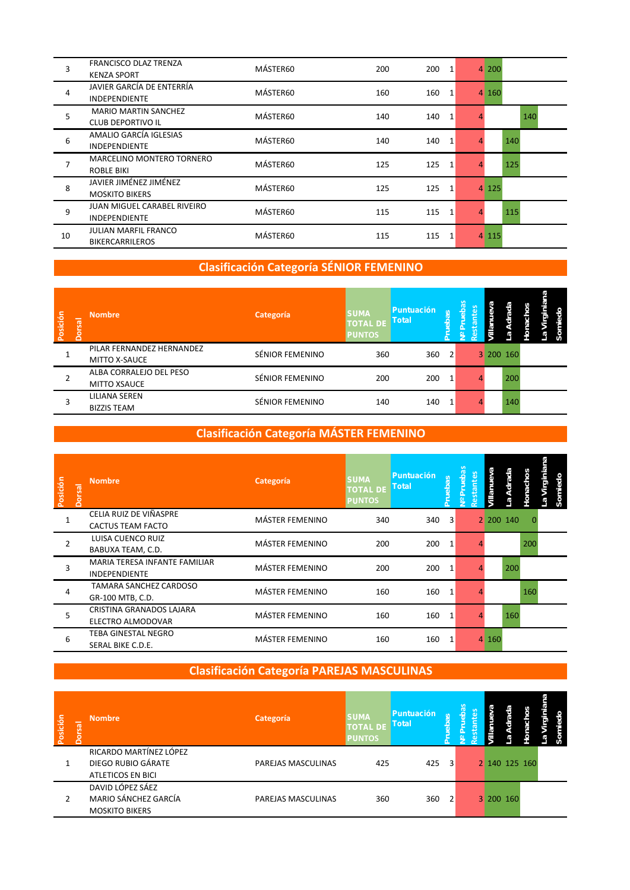| Posición | Dorsal | Nombre | Categoría | SUMA TOTAL DE PUNTOS | Puntuación Total | Pruebas | Nº Pruebas Restantes | Villanueva | La Adrada | Honachos | La Virginiana | Somiedo |
|---|---|---|---|---|---|---|---|---|---|---|---|---|
| 3 | | FRANCISCO DLAZ TRENZA<br>KENZA SPORT | MÁSTER60 | 200 | 200 | 1 | 4 | 200 | | | | |
| 4 | | JAVIER GARCÍA DE ENTERRÍA<br>INDEPENDIENTE | MÁSTER60 | 160 | 160 | 1 | 4 | 160 | | | | |
| 5 | | MARIO MARTIN SANCHEZ<br>CLUB DEPORTIVO IL | MÁSTER60 | 140 | 140 | 1 | 4 | | | 140 | | |
| 6 | | AMALIO GARCÍA IGLESIAS<br>INDEPENDIENTE | MÁSTER60 | 140 | 140 | 1 | 4 | | 140 | | | |
| 7 | | MARCELINO MONTERO TORNERO<br>ROBLE BIKI | MÁSTER60 | 125 | 125 | 1 | 4 | | 125 | | | |
| 8 | | JAVIER JIMÉNEZ JIMÉNEZ<br>MOSKITO BIKERS | MÁSTER60 | 125 | 125 | 1 | 4 | 125 | | | | |
| 9 | | JUAN MIGUEL CARABEL RIVEIRO<br>INDEPENDIENTE | MÁSTER60 | 115 | 115 | 1 | 4 | | 115 | | | |
| 10 | | JULIAN MARFIL FRANCO<br>BIKERCARRILEROS | MÁSTER60 | 115 | 115 | 1 | 4 | 115 | | | | |

## Clasificación Categoría SÉNIOR FEMENINO

| Posición | Dorsal | Nombre | Categoría | SUMA TOTAL DE PUNTOS | Puntuación Total | Pruebas | Nº Pruebas Restantes | Villanueva | La Adrada | Honachos | La Virginiana | Somiedo |
|---|---|---|---|---|---|---|---|---|---|---|---|---|
| 1 | | PILAR FERNANDEZ HERNANDEZ<br>MITTO X-SAUCE | SÉNIOR FEMENINO | 360 | 360 | 2 | 3 | 200 | 160 | | | |
| 2 | | ALBA CORRALEJO DEL PESO<br>MITTO XSAUCE | SÉNIOR FEMENINO | 200 | 200 | 1 | 4 | | 200 | | | |
| 3 | | LILIANA SEREN<br>BIZZIS TEAM | SÉNIOR FEMENINO | 140 | 140 | 1 | 4 | | 140 | | | |

## Clasificación Categoría MÁSTER FEMENINO

| Posición | Dorsal | Nombre | Categoría | SUMA TOTAL DE PUNTOS | Puntuación Total | Pruebas | Nº Pruebas Restantes | Villanueva | La Adrada | Honachos | La Virginiana | Somiedo |
|---|---|---|---|---|---|---|---|---|---|---|---|---|
| 1 | | CELIA RUIZ DE VIÑASPRE<br>CACTUS TEAM FACTO | MÁSTER FEMENINO | 340 | 340 | 3 | 2 | 200 | 140 | 0 | | |
| 2 | | LUISA CUENCO RUIZ<br>BABUXA TEAM, C.D. | MÁSTER FEMENINO | 200 | 200 | 1 | 4 | | | 200 | | |
| 3 | | MARIA TERESA INFANTE FAMILIAR<br>INDEPENDIENTE | MÁSTER FEMENINO | 200 | 200 | 1 | 4 | | 200 | | | |
| 4 | | TAMARA SANCHEZ CARDOSO<br>GR-100 MTB, C.D. | MÁSTER FEMENINO | 160 | 160 | 1 | 4 | | | 160 | | |
| 5 | | CRISTINA GRANADOS LAJARA<br>ELECTRO ALMODOVAR | MÁSTER FEMENINO | 160 | 160 | 1 | 4 | | 160 | | | |
| 6 | | TEBA GINESTAL NEGRO<br>SERAL BIKE C.D.E. | MÁSTER FEMENINO | 160 | 160 | 1 | 4 | 160 | | | | |

## Clasificación Categoría PAREJAS MASCULINAS

| Posición | Dorsal | Nombre | Categoría | SUMA TOTAL DE PUNTOS | Puntuación Total | Pruebas | Nº Pruebas Restantes | Villanueva | La Adrada | Honachos | La Virginiana | Somiedo |
|---|---|---|---|---|---|---|---|---|---|---|---|---|
| 1 | | RICARDO MARTÍNEZ LÓPEZ<br>DIEGO RUBIO GÁRATE<br>ATLETICOS EN BICI | PAREJAS MASCULINAS | 425 | 425 | 3 | 2 | 140 | 125 | 160 | | |
| 2 | | DAVID LÓPEZ SÁEZ<br>MARIO SÁNCHEZ GARCÍA<br>MOSKITO BIKERS | PAREJAS MASCULINAS | 360 | 360 | 2 | 3 | 200 | 160 | | | |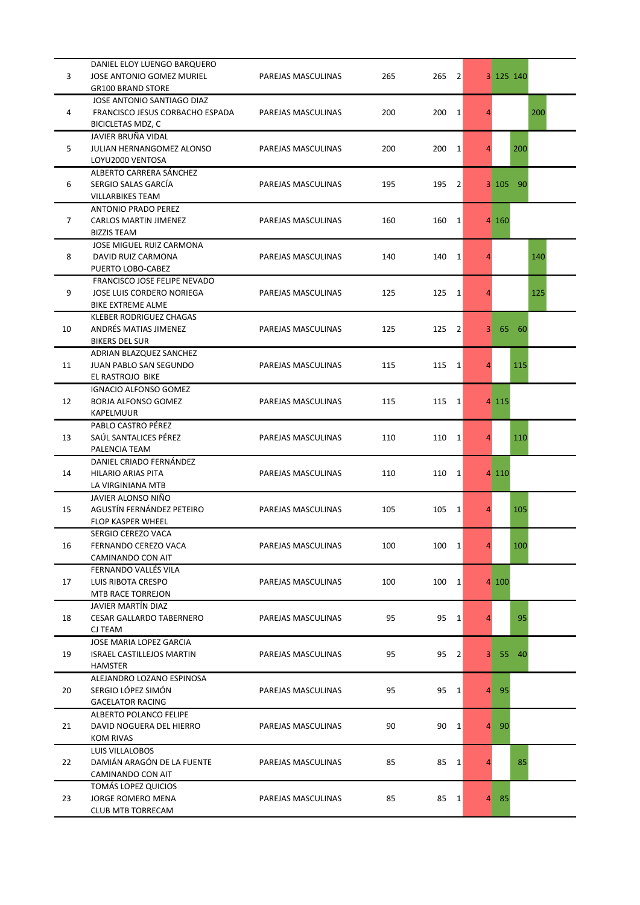| | | | | | | | | | |
|---|---|---|---|---|---|---|---|---|---|
| 3 | DANIEL ELOY LUENGO BARQUERO<br>JOSE ANTONIO GOMEZ MURIEL<br>GR100 BRAND STORE | PAREJAS MASCULINAS | 265 | 265 | 2 | 3 | 125 | 140 | |
| 4 | JOSE ANTONIO SANTIAGO DIAZ<br>FRANCISCO JESUS CORBACHO ESPADA<br>BICICLETAS MDZ, C | PAREJAS MASCULINAS | 200 | 200 | 1 | 4 | | | 200 |
| 5 | JAVIER BRUÑA VIDAL<br>JULIAN HERNANGOMEZ ALONSO<br>LOYU2000 VENTOSA | PAREJAS MASCULINAS | 200 | 200 | 1 | 4 | | 200 | |
| 6 | ALBERTO CARRERA SÁNCHEZ<br>SERGIO SALAS GARCÍA<br>VILLARBIKES TEAM | PAREJAS MASCULINAS | 195 | 195 | 2 | 3 | 105 | 90 | |
| 7 | ANTONIO PRADO PEREZ<br>CARLOS MARTIN JIMENEZ<br>BIZZIS TEAM | PAREJAS MASCULINAS | 160 | 160 | 1 | 4 | 160 | | |
| 8 | JOSE MIGUEL RUIZ CARMONA<br>DAVID RUIZ CARMONA<br>PUERTO LOBO-CABEZ | PAREJAS MASCULINAS | 140 | 140 | 1 | 4 | | | 140 |
| 9 | FRANCISCO JOSE FELIPE NEVADO<br>JOSE LUIS CORDERO NORIEGA<br>BIKE EXTREME ALME | PAREJAS MASCULINAS | 125 | 125 | 1 | 4 | | | 125 |
| 10 | KLEBER RODRIGUEZ CHAGAS<br>ANDRÉS MATIAS JIMENEZ<br>BIKERS DEL SUR | PAREJAS MASCULINAS | 125 | 125 | 2 | 3 | 65 | 60 | |
| 11 | ADRIAN BLAZQUEZ SANCHEZ<br>JUAN PABLO SAN SEGUNDO<br>EL RASTROJO BIKE | PAREJAS MASCULINAS | 115 | 115 | 1 | 4 | | 115 | |
| 12 | IGNACIO ALFONSO GOMEZ<br>BORJA ALFONSO GOMEZ<br>KAPELMUUR | PAREJAS MASCULINAS | 115 | 115 | 1 | 4 | 115 | | |
| 13 | PABLO CASTRO PÉREZ<br>SAÚL SANTALICES PÉREZ<br>PALENCIA TEAM | PAREJAS MASCULINAS | 110 | 110 | 1 | 4 | | 110 | |
| 14 | DANIEL CRIADO FERNÁNDEZ<br>HILARIO ARIAS PITA<br>LA VIRGINIANA MTB | PAREJAS MASCULINAS | 110 | 110 | 1 | 4 | 110 | | |
| 15 | JAVIER ALONSO NIÑO<br>AGUSTÍN FERNÁNDEZ PETEIRO<br>FLOP KASPER WHEEL | PAREJAS MASCULINAS | 105 | 105 | 1 | 4 | | 105 | |
| 16 | SERGIO CEREZO VACA<br>FERNANDO CEREZO VACA<br>CAMINANDO CON AIT | PAREJAS MASCULINAS | 100 | 100 | 1 | 4 | | 100 | |
| 17 | FERNANDO VALLÉS VILA<br>LUIS RIBOTA CRESPO<br>MTB RACE TORREJON | PAREJAS MASCULINAS | 100 | 100 | 1 | 4 | 100 | | |
| 18 | JAVIER MARTÍN DIAZ<br>CESAR GALLARDO TABERNERO<br>CJ TEAM | PAREJAS MASCULINAS | 95 | 95 | 1 | 4 | | 95 | |
| 19 | JOSE MARIA LOPEZ GARCIA<br>ISRAEL CASTILLEJOS MARTIN<br>HAMSTER | PAREJAS MASCULINAS | 95 | 95 | 2 | 3 | 55 | 40 | |
| 20 | ALEJANDRO LOZANO ESPINOSA<br>SERGIO LÓPEZ SIMÓN<br>GACELATOR RACING | PAREJAS MASCULINAS | 95 | 95 | 1 | 4 | 95 | | |
| 21 | ALBERTO POLANCO FELIPE<br>DAVID NOGUERA DEL HIERRO<br>KOM RIVAS | PAREJAS MASCULINAS | 90 | 90 | 1 | 4 | 90 | | |
| 22 | LUIS VILLALOBOS<br>DAMIÁN ARAGÓN DE LA FUENTE<br>CAMINANDO CON AIT | PAREJAS MASCULINAS | 85 | 85 | 1 | 4 | | 85 | |
| 23 | TOMÁS LOPEZ QUICIOS<br>JORGE ROMERO MENA<br>CLUB MTB TORRECAM | PAREJAS MASCULINAS | 85 | 85 | 1 | 4 | 85 | | |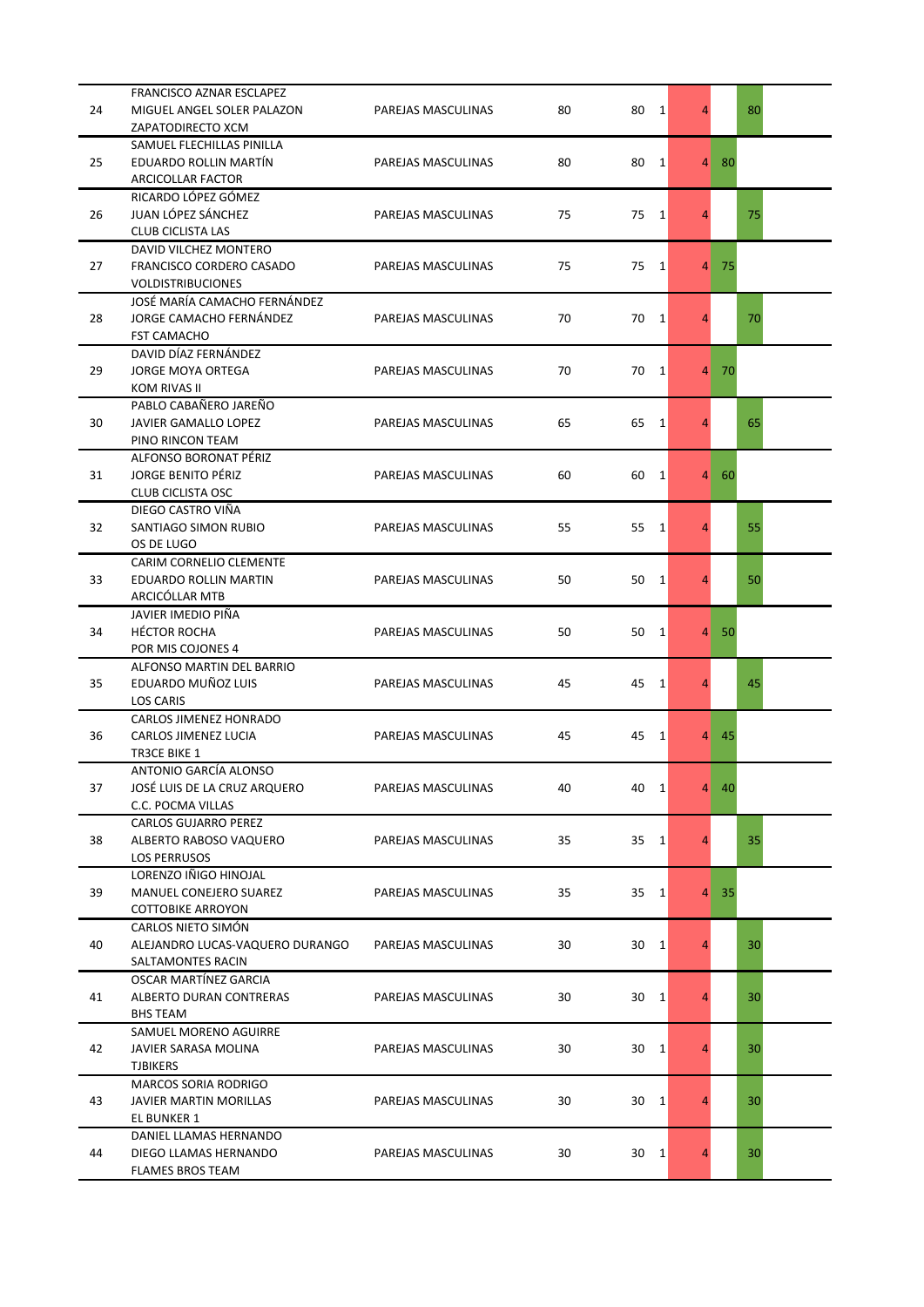| | | | | | | | | |
|---|---|---|---|---|---|---|---|---|
| 24 | FRANCISCO AZNAR ESCLAPEZ<br>MIGUEL ANGEL SOLER PALAZON<br>ZAPATODIRECTO XCM | PAREJAS MASCULINAS | 80 | 80 | 1 | 4 | | 80 |
| 25 | SAMUEL FLECHILLAS PINILLA<br>EDUARDO ROLLIN MARTÍN<br>ARCICOLLAR FACTOR | PAREJAS MASCULINAS | 80 | 80 | 1 | 4 | 80 | |
| 26 | RICARDO LÓPEZ GÓMEZ<br>JUAN LÓPEZ SÁNCHEZ<br>CLUB CICLISTA LAS | PAREJAS MASCULINAS | 75 | 75 | 1 | 4 | | 75 |
| 27 | DAVID VILCHEZ MONTERO<br>FRANCISCO CORDERO CASADO<br>VOLDISTRIBUCIONES | PAREJAS MASCULINAS | 75 | 75 | 1 | 4 | 75 | |
| 28 | JOSÉ MARÍA CAMACHO FERNÁNDEZ<br>JORGE CAMACHO FERNÁNDEZ<br>FST CAMACHO | PAREJAS MASCULINAS | 70 | 70 | 1 | 4 | | 70 |
| 29 | DAVID DÍAZ FERNÁNDEZ<br>JORGE MOYA ORTEGA<br>KOM RIVAS II | PAREJAS MASCULINAS | 70 | 70 | 1 | 4 | 70 | |
| 30 | PABLO CABAÑERO JAREÑO<br>JAVIER GAMALLO LOPEZ<br>PINO RINCON TEAM | PAREJAS MASCULINAS | 65 | 65 | 1 | 4 | | 65 |
| 31 | ALFONSO BORONAT PÉRIZ<br>JORGE BENITO PÉRIZ<br>CLUB CICLISTA OSC | PAREJAS MASCULINAS | 60 | 60 | 1 | 4 | 60 | |
| 32 | DIEGO CASTRO VIÑA<br>SANTIAGO SIMON RUBIO<br>OS DE LUGO | PAREJAS MASCULINAS | 55 | 55 | 1 | 4 | | 55 |
| 33 | CARIM CORNELIO CLEMENTE<br>EDUARDO ROLLIN MARTIN<br>ARCICÓLLAR MTB | PAREJAS MASCULINAS | 50 | 50 | 1 | 4 | | 50 |
| 34 | JAVIER IMEDIO PIÑA<br>HÉCTOR ROCHA<br>POR MIS COJONES 4 | PAREJAS MASCULINAS | 50 | 50 | 1 | 4 | 50 | |
| 35 | ALFONSO MARTIN DEL BARRIO<br>EDUARDO MUÑOZ LUIS<br>LOS CARIS | PAREJAS MASCULINAS | 45 | 45 | 1 | 4 | | 45 |
| 36 | CARLOS JIMENEZ HONRADO<br>CARLOS JIMENEZ LUCIA<br>TR3CE BIKE 1 | PAREJAS MASCULINAS | 45 | 45 | 1 | 4 | 45 | |
| 37 | ANTONIO GARCÍA ALONSO<br>JOSÉ LUIS DE LA CRUZ ARQUERO<br>C.C. POCMA VILLAS | PAREJAS MASCULINAS | 40 | 40 | 1 | 4 | 40 | |
| 38 | CARLOS GUJARRO PEREZ<br>ALBERTO RABOSO VAQUERO<br>LOS PERRUSOS | PAREJAS MASCULINAS | 35 | 35 | 1 | 4 | | 35 |
| 39 | LORENZO IÑIGO HINOJAL<br>MANUEL CONEJERO SUAREZ<br>COTTOBIKE ARROYON | PAREJAS MASCULINAS | 35 | 35 | 1 | 4 | 35 | |
| 40 | CARLOS NIETO SIMÓN<br>ALEJANDRO LUCAS-VAQUERO DURANGO<br>SALTAMONTES RACIN | PAREJAS MASCULINAS | 30 | 30 | 1 | 4 | | 30 |
| 41 | OSCAR MARTÍNEZ GARCIA<br>ALBERTO DURAN CONTRERAS<br>BHS TEAM | PAREJAS MASCULINAS | 30 | 30 | 1 | 4 | | 30 |
| 42 | SAMUEL MORENO AGUIRRE<br>JAVIER SARASA MOLINA<br>TJBIKERS | PAREJAS MASCULINAS | 30 | 30 | 1 | 4 | | 30 |
| 43 | MARCOS SORIA RODRIGO<br>JAVIER MARTIN MORILLAS<br>EL BUNKER 1 | PAREJAS MASCULINAS | 30 | 30 | 1 | 4 | | 30 |
| 44 | DANIEL LLAMAS HERNANDO<br>DIEGO LLAMAS HERNANDO<br>FLAMES BROS TEAM | PAREJAS MASCULINAS | 30 | 30 | 1 | 4 | | 30 |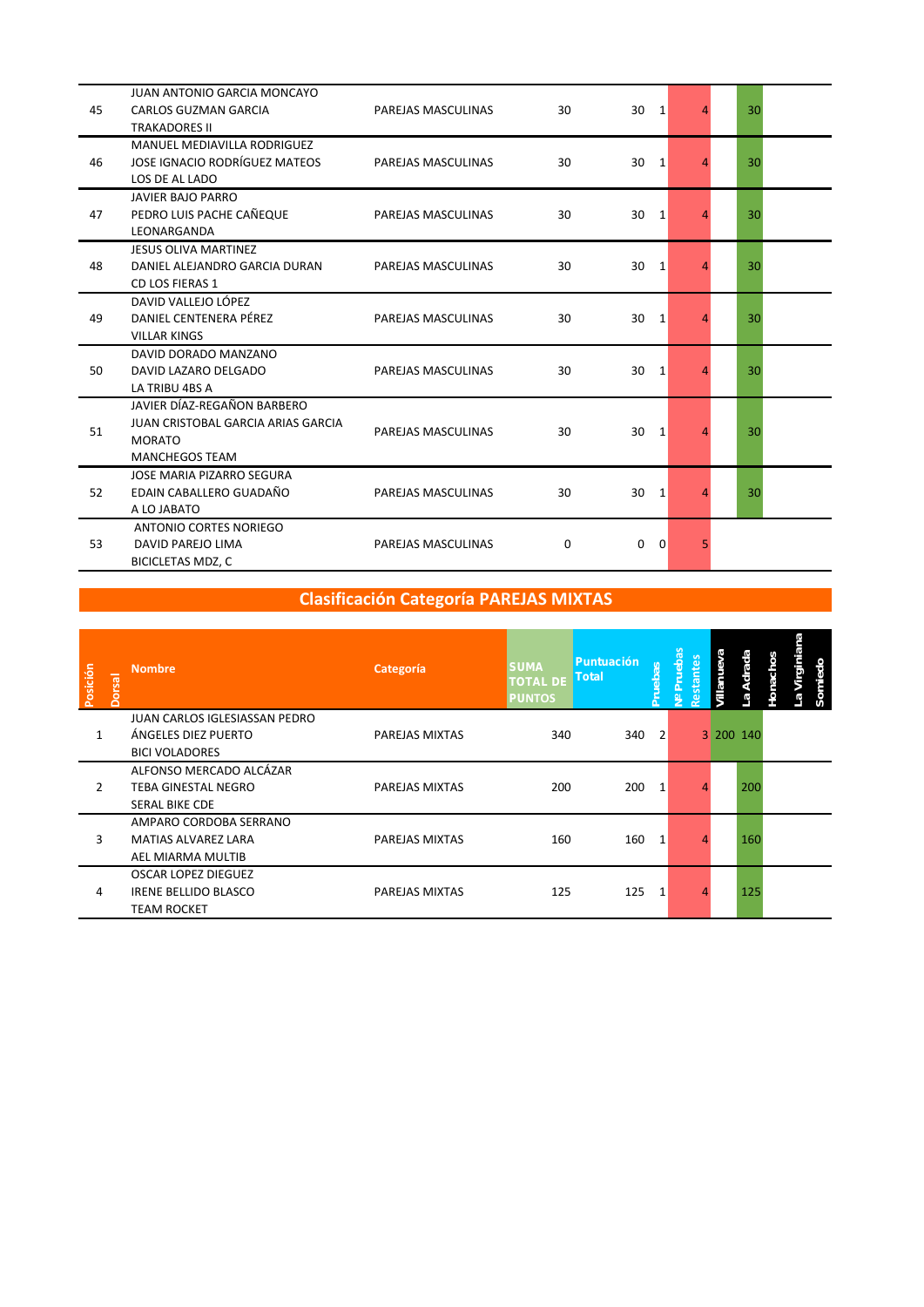| | | | | | | | | | | | | | |
|---|---|---|---|---|---|---|---|---|---|---|---|---|---|
| 45 | | JUAN ANTONIO GARCIA MONCAYO<br>CARLOS GUZMAN GARCIA<br>TRAKADORES II | PAREJAS MASCULINAS | 30 | 30 | 1 | 4 | | 30 | | | |
| 46 | | MANUEL MEDIAVILLA RODRIGUEZ<br>JOSE IGNACIO RODRÍGUEZ MATEOS<br>LOS DE AL LADO | PAREJAS MASCULINAS | 30 | 30 | 1 | 4 | | 30 | | | |
| 47 | | JAVIER BAJO PARRO<br>PEDRO LUIS PACHE CAÑEQUE<br>LEONARGANDA | PAREJAS MASCULINAS | 30 | 30 | 1 | 4 | | 30 | | | |
| 48 | | JESUS OLIVA MARTINEZ<br>DANIEL ALEJANDRO GARCIA DURAN<br>CD LOS FIERAS 1 | PAREJAS MASCULINAS | 30 | 30 | 1 | 4 | | 30 | | | |
| 49 | | DAVID VALLEJO LÓPEZ<br>DANIEL CENTENERA PÉREZ<br>VILLAR KINGS | PAREJAS MASCULINAS | 30 | 30 | 1 | 4 | | 30 | | | |
| 50 | | DAVID DORADO MANZANO<br>DAVID LAZARO DELGADO<br>LA TRIBU 4BS A | PAREJAS MASCULINAS | 30 | 30 | 1 | 4 | | 30 | | | |
| 51 | | JAVIER DÍAZ-REGAÑON BARBERO<br>JUAN CRISTOBAL GARCIA ARIAS GARCIA MORATO<br>MANCHEGOS TEAM | PAREJAS MASCULINAS | 30 | 30 | 1 | 4 | | 30 | | | |
| 52 | | JOSE MARIA PIZARRO SEGURA<br>EDAIN CABALLERO GUADAÑO<br>A LO JABATO | PAREJAS MASCULINAS | 30 | 30 | 1 | 4 | | 30 | | | |
| 53 | | ANTONIO CORTES NORIEGO<br>DAVID PAREJO LIMA<br>BICICLETAS MDZ, C | PAREJAS MASCULINAS | 0 | 0 | 0 | 5 | | | | | |

## Clasificación Categoría PAREJAS MIXTAS

| Posición | Dorsal | Nombre | Categoría | SUMA TOTAL DE PUNTOS | Puntuación Total | Pruebas | Nº Pruebas Restantes | Villanueva | La Adrada | Honachos | La Virginiana | Somiedo |
|---|---|---|---|---|---|---|---|---|---|---|---|---|
| 1 | | JUAN CARLOS IGLESIASSAN PEDRO<br>ÁNGELES DIEZ PUERTO<br>BICI VOLADORES | PAREJAS MIXTAS | 340 | 340 | 2 | 3 | 200 | 140 | | | |
| 2 | | ALFONSO MERCADO ALCÁZAR<br>TEBA GINESTAL NEGRO<br>SERAL BIKE CDE | PAREJAS MIXTAS | 200 | 200 | 1 | 4 | | 200 | | | |
| 3 | | AMPARO CORDOBA SERRANO<br>MATIAS ALVAREZ LARA<br>AEL MIARMA MULTIB | PAREJAS MIXTAS | 160 | 160 | 1 | 4 | | 160 | | | |
| 4 | | OSCAR LOPEZ DIEGUEZ<br>IRENE BELLIDO BLASCO<br>TEAM ROCKET | PAREJAS MIXTAS | 125 | 125 | 1 | 4 | | 125 | | | |